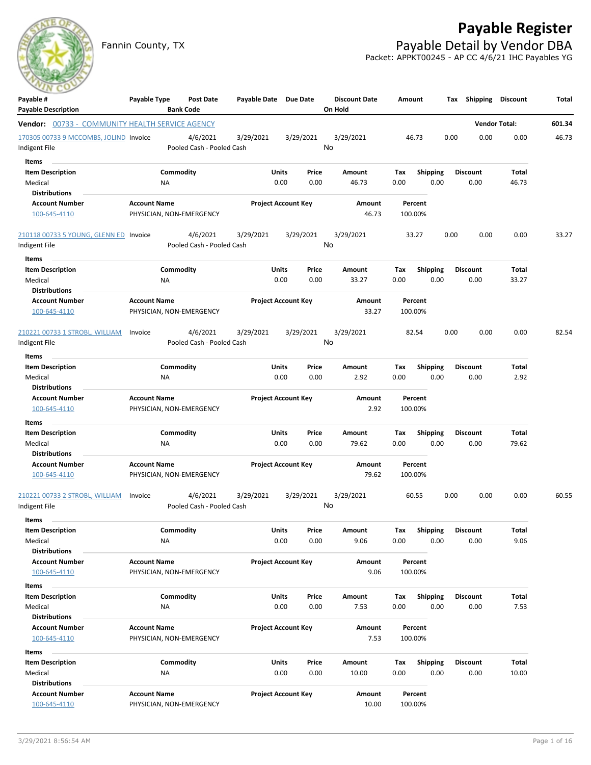# Payable Register

## Payable Detail by Vendor DBA

Fannin County, TX

Packet: APPKT00245 - AP CC 4/6/21 IHC Payables YG

| Payable # / Payable Description | Payable Type | Post Date / Bank Code | Payable Date | Due Date | Discount Date / On Hold | Amount | Tax | Shipping | Discount | Total |
|---|---|---|---|---|---|---|---|---|---|---|
| **Vendor: 00733 - COMMUNITY HEALTH SERVICE AGENCY** | | | | | | | | | Vendor Total: | **601.34** |
| 170305 00733 9 MCCOMBS, JOLIND | Invoice | 4/6/2021 | 3/29/2021 | 3/29/2021 | 3/29/2021 | 46.73 | 0.00 | 0.00 | 0.00 | 46.73 |
| Indigent File | | Pooled Cash - Pooled Cash | | | No | | | | | |

**Items**

| Item Description | Commodity | Units | Price | Amount | Tax | Shipping | Discount | Total |
|---|---|---|---|---|---|---|---|---|
| Medical | NA | 0.00 | 0.00 | 46.73 | 0.00 | 0.00 | 0.00 | 46.73 |

**Distributions**

| Account Number | Account Name | Project Account Key | Amount | Percent |
|---|---|---|---|---|
| 100-645-4110 | PHYSICIAN, NON-EMERGENCY | | 46.73 | 100.00% |

| Payable # / Payable Description | Payable Type | Post Date / Bank Code | Payable Date | Due Date | Discount Date / On Hold | Amount | Tax | Shipping | Discount | Total |
|---|---|---|---|---|---|---|---|---|---|---|
| 210118 00733 5 YOUNG, GLENN ED | Invoice | 4/6/2021 | 3/29/2021 | 3/29/2021 | 3/29/2021 | 33.27 | 0.00 | 0.00 | 0.00 | 33.27 |
| Indigent File | | Pooled Cash - Pooled Cash | | | No | | | | | |

**Items**

| Item Description | Commodity | Units | Price | Amount | Tax | Shipping | Discount | Total |
|---|---|---|---|---|---|---|---|---|
| Medical | NA | 0.00 | 0.00 | 33.27 | 0.00 | 0.00 | 0.00 | 33.27 |

**Distributions**

| Account Number | Account Name | Project Account Key | Amount | Percent |
|---|---|---|---|---|
| 100-645-4110 | PHYSICIAN, NON-EMERGENCY | | 33.27 | 100.00% |

| Payable # / Payable Description | Payable Type | Post Date / Bank Code | Payable Date | Due Date | Discount Date / On Hold | Amount | Tax | Shipping | Discount | Total |
|---|---|---|---|---|---|---|---|---|---|---|
| 210221 00733 1 STROBL, WILLIAM | Invoice | 4/6/2021 | 3/29/2021 | 3/29/2021 | 3/29/2021 | 82.54 | 0.00 | 0.00 | 0.00 | 82.54 |
| Indigent File | | Pooled Cash - Pooled Cash | | | No | | | | | |

**Items**

| Item Description | Commodity | Units | Price | Amount | Tax | Shipping | Discount | Total |
|---|---|---|---|---|---|---|---|---|
| Medical | NA | 0.00 | 0.00 | 2.92 | 0.00 | 0.00 | 0.00 | 2.92 |

**Distributions**

| Account Number | Account Name | Project Account Key | Amount | Percent |
|---|---|---|---|---|
| 100-645-4110 | PHYSICIAN, NON-EMERGENCY | | 2.92 | 100.00% |

**Items**

| Item Description | Commodity | Units | Price | Amount | Tax | Shipping | Discount | Total |
|---|---|---|---|---|---|---|---|---|
| Medical | NA | 0.00 | 0.00 | 79.62 | 0.00 | 0.00 | 0.00 | 79.62 |

**Distributions**

| Account Number | Account Name | Project Account Key | Amount | Percent |
|---|---|---|---|---|
| 100-645-4110 | PHYSICIAN, NON-EMERGENCY | | 79.62 | 100.00% |

| Payable # / Payable Description | Payable Type | Post Date / Bank Code | Payable Date | Due Date | Discount Date / On Hold | Amount | Tax | Shipping | Discount | Total |
|---|---|---|---|---|---|---|---|---|---|---|
| 210221 00733 2 STROBL, WILLIAM | Invoice | 4/6/2021 | 3/29/2021 | 3/29/2021 | 3/29/2021 | 60.55 | 0.00 | 0.00 | 0.00 | 60.55 |
| Indigent File | | Pooled Cash - Pooled Cash | | | No | | | | | |

**Items**

| Item Description | Commodity | Units | Price | Amount | Tax | Shipping | Discount | Total |
|---|---|---|---|---|---|---|---|---|
| Medical | NA | 0.00 | 0.00 | 9.06 | 0.00 | 0.00 | 0.00 | 9.06 |

**Distributions**

| Account Number | Account Name | Project Account Key | Amount | Percent |
|---|---|---|---|---|
| 100-645-4110 | PHYSICIAN, NON-EMERGENCY | | 9.06 | 100.00% |

**Items**

| Item Description | Commodity | Units | Price | Amount | Tax | Shipping | Discount | Total |
|---|---|---|---|---|---|---|---|---|
| Medical | NA | 0.00 | 0.00 | 7.53 | 0.00 | 0.00 | 0.00 | 7.53 |

**Distributions**

| Account Number | Account Name | Project Account Key | Amount | Percent |
|---|---|---|---|---|
| 100-645-4110 | PHYSICIAN, NON-EMERGENCY | | 7.53 | 100.00% |

**Items**

| Item Description | Commodity | Units | Price | Amount | Tax | Shipping | Discount | Total |
|---|---|---|---|---|---|---|---|---|
| Medical | NA | 0.00 | 0.00 | 10.00 | 0.00 | 0.00 | 0.00 | 10.00 |

**Distributions**

| Account Number | Account Name | Project Account Key | Amount | Percent |
|---|---|---|---|---|
| 100-645-4110 | PHYSICIAN, NON-EMERGENCY | | 10.00 | 100.00% |

3/29/2021 8:56:54 AM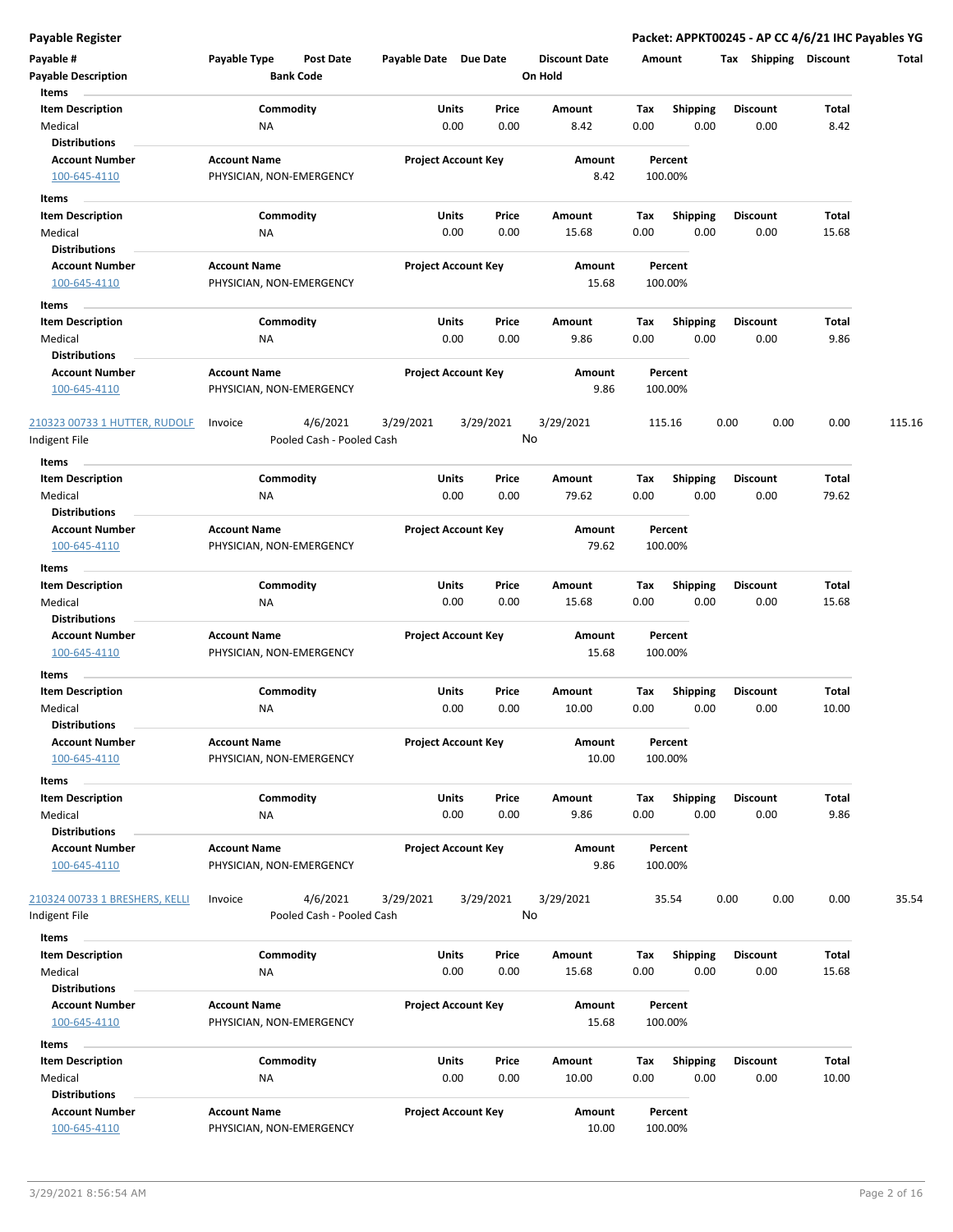| Payable # | Payable Type | Post Date | Payable Date | Due Date | Discount Date | Amount | Tax | Shipping | Discount | Total |
|---|---|---|---|---|---|---|---|---|---|---|
| Payable Description | | Bank Code | | | On Hold | | | | | |

**Items**

| Item Description | Commodity | Units | Price | Amount | Tax | Shipping | Discount | Total |
|---|---|---|---|---|---|---|---|---|
| Medical | NA | 0.00 | 0.00 | 8.42 | 0.00 | 0.00 | 0.00 | 8.42 |

**Distributions**

| Account Number | Account Name | Project Account Key | Amount | Percent |
|---|---|---|---|---|
| 100-645-4110 | PHYSICIAN, NON-EMERGENCY | | 8.42 | 100.00% |

**Items**

| Item Description | Commodity | Units | Price | Amount | Tax | Shipping | Discount | Total |
|---|---|---|---|---|---|---|---|---|
| Medical | NA | 0.00 | 0.00 | 15.68 | 0.00 | 0.00 | 0.00 | 15.68 |

**Distributions**

| Account Number | Account Name | Project Account Key | Amount | Percent |
|---|---|---|---|---|
| 100-645-4110 | PHYSICIAN, NON-EMERGENCY | | 15.68 | 100.00% |

**Items**

| Item Description | Commodity | Units | Price | Amount | Tax | Shipping | Discount | Total |
|---|---|---|---|---|---|---|---|---|
| Medical | NA | 0.00 | 0.00 | 9.86 | 0.00 | 0.00 | 0.00 | 9.86 |

**Distributions**

| Account Number | Account Name | Project Account Key | Amount | Percent |
|---|---|---|---|---|
| 100-645-4110 | PHYSICIAN, NON-EMERGENCY | | 9.86 | 100.00% |

| Payable # | Payable Type | Post Date | Payable Date | Due Date | Discount Date | Amount | Tax | Shipping | Discount | Total |
|---|---|---|---|---|---|---|---|---|---|---|
| 210323 00733 1 HUTTER, RUDOLF | Invoice | 4/6/2021 | 3/29/2021 | 3/29/2021 | 3/29/2021 | 115.16 | 0.00 | 0.00 | 0.00 | 115.16 |
| Indigent File | | Pooled Cash - Pooled Cash | | | No | | | | | |

**Items**

| Item Description | Commodity | Units | Price | Amount | Tax | Shipping | Discount | Total |
|---|---|---|---|---|---|---|---|---|
| Medical | NA | 0.00 | 0.00 | 79.62 | 0.00 | 0.00 | 0.00 | 79.62 |

**Distributions**

| Account Number | Account Name | Project Account Key | Amount | Percent |
|---|---|---|---|---|
| 100-645-4110 | PHYSICIAN, NON-EMERGENCY | | 79.62 | 100.00% |

**Items**

| Item Description | Commodity | Units | Price | Amount | Tax | Shipping | Discount | Total |
|---|---|---|---|---|---|---|---|---|
| Medical | NA | 0.00 | 0.00 | 15.68 | 0.00 | 0.00 | 0.00 | 15.68 |

**Distributions**

| Account Number | Account Name | Project Account Key | Amount | Percent |
|---|---|---|---|---|
| 100-645-4110 | PHYSICIAN, NON-EMERGENCY | | 15.68 | 100.00% |

**Items**

| Item Description | Commodity | Units | Price | Amount | Tax | Shipping | Discount | Total |
|---|---|---|---|---|---|---|---|---|
| Medical | NA | 0.00 | 0.00 | 10.00 | 0.00 | 0.00 | 0.00 | 10.00 |

**Distributions**

| Account Number | Account Name | Project Account Key | Amount | Percent |
|---|---|---|---|---|
| 100-645-4110 | PHYSICIAN, NON-EMERGENCY | | 10.00 | 100.00% |

**Items**

| Item Description | Commodity | Units | Price | Amount | Tax | Shipping | Discount | Total |
|---|---|---|---|---|---|---|---|---|
| Medical | NA | 0.00 | 0.00 | 9.86 | 0.00 | 0.00 | 0.00 | 9.86 |

**Distributions**

| Account Number | Account Name | Project Account Key | Amount | Percent |
|---|---|---|---|---|
| 100-645-4110 | PHYSICIAN, NON-EMERGENCY | | 9.86 | 100.00% |

| Payable # | Payable Type | Post Date | Payable Date | Due Date | Discount Date | Amount | Tax | Shipping | Discount | Total |
|---|---|---|---|---|---|---|---|---|---|---|
| 210324 00733 1 BRESHERS, KELLI | Invoice | 4/6/2021 | 3/29/2021 | 3/29/2021 | 3/29/2021 | 35.54 | 0.00 | 0.00 | 0.00 | 35.54 |
| Indigent File | | Pooled Cash - Pooled Cash | | | No | | | | | |

**Items**

| Item Description | Commodity | Units | Price | Amount | Tax | Shipping | Discount | Total |
|---|---|---|---|---|---|---|---|---|
| Medical | NA | 0.00 | 0.00 | 15.68 | 0.00 | 0.00 | 0.00 | 15.68 |

**Distributions**

| Account Number | Account Name | Project Account Key | Amount | Percent |
|---|---|---|---|---|
| 100-645-4110 | PHYSICIAN, NON-EMERGENCY | | 15.68 | 100.00% |

**Items**

| Item Description | Commodity | Units | Price | Amount | Tax | Shipping | Discount | Total |
|---|---|---|---|---|---|---|---|---|
| Medical | NA | 0.00 | 0.00 | 10.00 | 0.00 | 0.00 | 0.00 | 10.00 |

**Distributions**

| Account Number | Account Name | Project Account Key | Amount | Percent |
|---|---|---|---|---|
| 100-645-4110 | PHYSICIAN, NON-EMERGENCY | | 10.00 | 100.00% |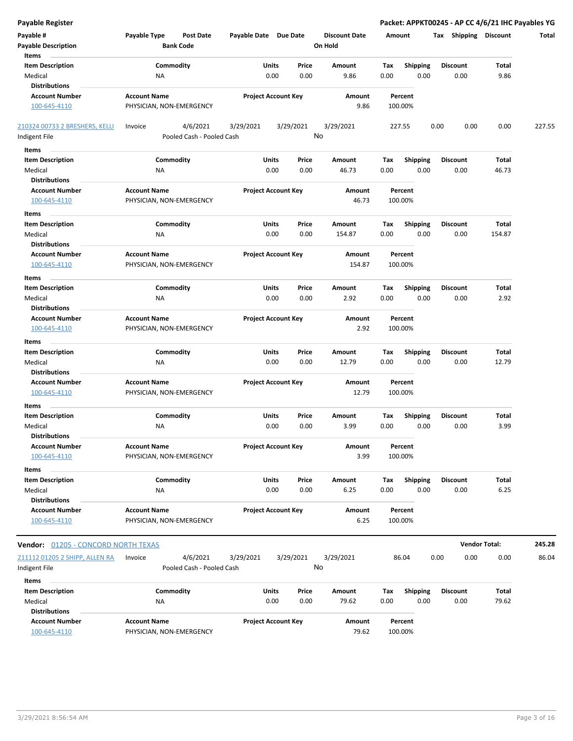**Payable Register** — **Packet: APPKT00245 - AP CC 4/6/21 IHC Payables YG**

| Payable # | Payable Type | Post Date | Payable Date | Due Date | Discount Date | Amount | Tax | Shipping | Discount | Total |
|---|---|---|---|---|---|---|---|---|---|---|
| **Payable Description** | | **Bank Code** | | | **On Hold** | | | | | |

**Items**

| Item Description | Commodity | Units | Price | Amount | Tax | Shipping | Discount | Total |
|---|---|---|---|---|---|---|---|---|
| Medical | NA | 0.00 | 0.00 | 9.86 | 0.00 | 0.00 | 0.00 | 9.86 |

**Distributions**

| Account Number | Account Name | Project Account Key | Amount | Percent |
|---|---|---|---|---|
| 100-645-4110 | PHYSICIAN, NON-EMERGENCY | | 9.86 | 100.00% |

| Payable # | Payable Type | Post Date | Payable Date | Due Date | Discount Date | Amount | Tax | Shipping | Discount | Total |
|---|---|---|---|---|---|---|---|---|---|---|
| 210324 00733 2 BRESHERS, KELLI | Invoice | 4/6/2021 | 3/29/2021 | 3/29/2021 | 3/29/2021 | 227.55 | 0.00 | 0.00 | 0.00 | 227.55 |
| Indigent File | | Pooled Cash - Pooled Cash | | | No | | | | | |

**Items**

| Item Description | Commodity | Units | Price | Amount | Tax | Shipping | Discount | Total |
|---|---|---|---|---|---|---|---|---|
| Medical | NA | 0.00 | 0.00 | 46.73 | 0.00 | 0.00 | 0.00 | 46.73 |

**Distributions**

| Account Number | Account Name | Project Account Key | Amount | Percent |
|---|---|---|---|---|
| 100-645-4110 | PHYSICIAN, NON-EMERGENCY | | 46.73 | 100.00% |

**Items**

| Item Description | Commodity | Units | Price | Amount | Tax | Shipping | Discount | Total |
|---|---|---|---|---|---|---|---|---|
| Medical | NA | 0.00 | 0.00 | 154.87 | 0.00 | 0.00 | 0.00 | 154.87 |

**Distributions**

| Account Number | Account Name | Project Account Key | Amount | Percent |
|---|---|---|---|---|
| 100-645-4110 | PHYSICIAN, NON-EMERGENCY | | 154.87 | 100.00% |

**Items**

| Item Description | Commodity | Units | Price | Amount | Tax | Shipping | Discount | Total |
|---|---|---|---|---|---|---|---|---|
| Medical | NA | 0.00 | 0.00 | 2.92 | 0.00 | 0.00 | 0.00 | 2.92 |

**Distributions**

| Account Number | Account Name | Project Account Key | Amount | Percent |
|---|---|---|---|---|
| 100-645-4110 | PHYSICIAN, NON-EMERGENCY | | 2.92 | 100.00% |

**Items**

| Item Description | Commodity | Units | Price | Amount | Tax | Shipping | Discount | Total |
|---|---|---|---|---|---|---|---|---|
| Medical | NA | 0.00 | 0.00 | 12.79 | 0.00 | 0.00 | 0.00 | 12.79 |

**Distributions**

| Account Number | Account Name | Project Account Key | Amount | Percent |
|---|---|---|---|---|
| 100-645-4110 | PHYSICIAN, NON-EMERGENCY | | 12.79 | 100.00% |

**Items**

| Item Description | Commodity | Units | Price | Amount | Tax | Shipping | Discount | Total |
|---|---|---|---|---|---|---|---|---|
| Medical | NA | 0.00 | 0.00 | 3.99 | 0.00 | 0.00 | 0.00 | 3.99 |

**Distributions**

| Account Number | Account Name | Project Account Key | Amount | Percent |
|---|---|---|---|---|
| 100-645-4110 | PHYSICIAN, NON-EMERGENCY | | 3.99 | 100.00% |

**Items**

| Item Description | Commodity | Units | Price | Amount | Tax | Shipping | Discount | Total |
|---|---|---|---|---|---|---|---|---|
| Medical | NA | 0.00 | 0.00 | 6.25 | 0.00 | 0.00 | 0.00 | 6.25 |

**Distributions**

| Account Number | Account Name | Project Account Key | Amount | Percent |
|---|---|---|---|---|
| 100-645-4110 | PHYSICIAN, NON-EMERGENCY | | 6.25 | 100.00% |

**Vendor:** 01205 - CONCORD NORTH TEXAS — **Vendor Total: 245.28**

| Payable # | Payable Type | Post Date | Payable Date | Due Date | Discount Date | Amount | Tax | Shipping | Discount | Total |
|---|---|---|---|---|---|---|---|---|---|---|
| 211112 01205 2 SHIPP, ALLEN RA | Invoice | 4/6/2021 | 3/29/2021 | 3/29/2021 | 3/29/2021 | 86.04 | 0.00 | 0.00 | 0.00 | 86.04 |
| Indigent File | | Pooled Cash - Pooled Cash | | | No | | | | | |

**Items**

| Item Description | Commodity | Units | Price | Amount | Tax | Shipping | Discount | Total |
|---|---|---|---|---|---|---|---|---|
| Medical | NA | 0.00 | 0.00 | 79.62 | 0.00 | 0.00 | 0.00 | 79.62 |

**Distributions**

| Account Number | Account Name | Project Account Key | Amount | Percent |
|---|---|---|---|---|
| 100-645-4110 | PHYSICIAN, NON-EMERGENCY | | 79.62 | 100.00% |

3/29/2021 8:56:54 AM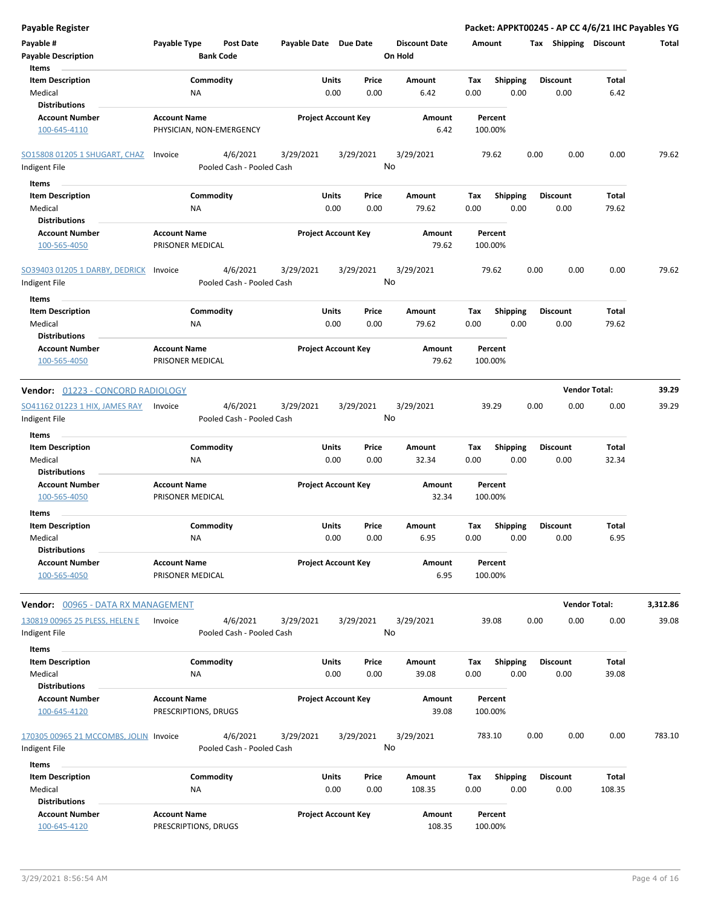**Payable Register** — **Packet: APPKT00245 - AP CC 4/6/21 IHC Payables YG**

| Payable # | Payable Type | Post Date | Payable Date | Due Date | Discount Date | Amount | Tax | Shipping | Discount | Total |
|---|---|---|---|---|---|---|---|---|---|---|
| Payable Description | | Bank Code | | | On Hold | | | | | |

Items

| Item Description | Commodity | Units | Price | Amount | Tax | Shipping | Discount | Total |
|---|---|---|---|---|---|---|---|---|
| Medical | NA | 0.00 | 0.00 | 6.42 | 0.00 | 0.00 | 0.00 | 6.42 |

Distributions

| Account Number | Account Name | Project Account Key | Amount | Percent |
|---|---|---|---|---|
| 100-645-4110 | PHYSICIAN, NON-EMERGENCY | | 6.42 | 100.00% |

| Payable # | Payable Type | Post Date | Payable Date | Due Date | Discount Date | Amount | Tax | Shipping | Discount | Total |
|---|---|---|---|---|---|---|---|---|---|---|
| SO15808 01205 1 SHUGART, CHAZ | Invoice | 4/6/2021 | 3/29/2021 | 3/29/2021 | 3/29/2021 | 79.62 | 0.00 | 0.00 | 0.00 | 79.62 |
| Indigent File | | Pooled Cash - Pooled Cash | | | No | | | | | |

Items

| Item Description | Commodity | Units | Price | Amount | Tax | Shipping | Discount | Total |
|---|---|---|---|---|---|---|---|---|
| Medical | NA | 0.00 | 0.00 | 79.62 | 0.00 | 0.00 | 0.00 | 79.62 |

Distributions

| Account Number | Account Name | Project Account Key | Amount | Percent |
|---|---|---|---|---|
| 100-565-4050 | PRISONER MEDICAL | | 79.62 | 100.00% |

| Payable # | Payable Type | Post Date | Payable Date | Due Date | Discount Date | Amount | Tax | Shipping | Discount | Total |
|---|---|---|---|---|---|---|---|---|---|---|
| SO39403 01205 1 DARBY, DEDRICK | Invoice | 4/6/2021 | 3/29/2021 | 3/29/2021 | 3/29/2021 | 79.62 | 0.00 | 0.00 | 0.00 | 79.62 |
| Indigent File | | Pooled Cash - Pooled Cash | | | No | | | | | |

Items

| Item Description | Commodity | Units | Price | Amount | Tax | Shipping | Discount | Total |
|---|---|---|---|---|---|---|---|---|
| Medical | NA | 0.00 | 0.00 | 79.62 | 0.00 | 0.00 | 0.00 | 79.62 |

Distributions

| Account Number | Account Name | Project Account Key | Amount | Percent |
|---|---|---|---|---|
| 100-565-4050 | PRISONER MEDICAL | | 79.62 | 100.00% |

**Vendor: 01223 - CONCORD RADIOLOGY** — **Vendor Total: 39.29**

| Payable # | Payable Type | Post Date | Payable Date | Due Date | Discount Date | Amount | Tax | Shipping | Discount | Total |
|---|---|---|---|---|---|---|---|---|---|---|
| SO41162 01223 1 HIX, JAMES RAY | Invoice | 4/6/2021 | 3/29/2021 | 3/29/2021 | 3/29/2021 | 39.29 | 0.00 | 0.00 | 0.00 | 39.29 |
| Indigent File | | Pooled Cash - Pooled Cash | | | No | | | | | |

Items

| Item Description | Commodity | Units | Price | Amount | Tax | Shipping | Discount | Total |
|---|---|---|---|---|---|---|---|---|
| Medical | NA | 0.00 | 0.00 | 32.34 | 0.00 | 0.00 | 0.00 | 32.34 |

Distributions

| Account Number | Account Name | Project Account Key | Amount | Percent |
|---|---|---|---|---|
| 100-565-4050 | PRISONER MEDICAL | | 32.34 | 100.00% |

Items

| Item Description | Commodity | Units | Price | Amount | Tax | Shipping | Discount | Total |
|---|---|---|---|---|---|---|---|---|
| Medical | NA | 0.00 | 0.00 | 6.95 | 0.00 | 0.00 | 0.00 | 6.95 |

Distributions

| Account Number | Account Name | Project Account Key | Amount | Percent |
|---|---|---|---|---|
| 100-565-4050 | PRISONER MEDICAL | | 6.95 | 100.00% |

**Vendor: 00965 - DATA RX MANAGEMENT** — **Vendor Total: 3,312.86**

| Payable # | Payable Type | Post Date | Payable Date | Due Date | Discount Date | Amount | Tax | Shipping | Discount | Total |
|---|---|---|---|---|---|---|---|---|---|---|
| 130819 00965 25 PLESS, HELEN E | Invoice | 4/6/2021 | 3/29/2021 | 3/29/2021 | 3/29/2021 | 39.08 | 0.00 | 0.00 | 0.00 | 39.08 |
| Indigent File | | Pooled Cash - Pooled Cash | | | No | | | | | |

Items

| Item Description | Commodity | Units | Price | Amount | Tax | Shipping | Discount | Total |
|---|---|---|---|---|---|---|---|---|
| Medical | NA | 0.00 | 0.00 | 39.08 | 0.00 | 0.00 | 0.00 | 39.08 |

Distributions

| Account Number | Account Name | Project Account Key | Amount | Percent |
|---|---|---|---|---|
| 100-645-4120 | PRESCRIPTIONS, DRUGS | | 39.08 | 100.00% |

| Payable # | Payable Type | Post Date | Payable Date | Due Date | Discount Date | Amount | Tax | Shipping | Discount | Total |
|---|---|---|---|---|---|---|---|---|---|---|
| 170305 00965 21 MCCOMBS, JOLIN | Invoice | 4/6/2021 | 3/29/2021 | 3/29/2021 | 3/29/2021 | 783.10 | 0.00 | 0.00 | 0.00 | 783.10 |
| Indigent File | | Pooled Cash - Pooled Cash | | | No | | | | | |

Items

| Item Description | Commodity | Units | Price | Amount | Tax | Shipping | Discount | Total |
|---|---|---|---|---|---|---|---|---|
| Medical | NA | 0.00 | 0.00 | 108.35 | 0.00 | 0.00 | 0.00 | 108.35 |

Distributions

| Account Number | Account Name | Project Account Key | Amount | Percent |
|---|---|---|---|---|
| 100-645-4120 | PRESCRIPTIONS, DRUGS | | 108.35 | 100.00% |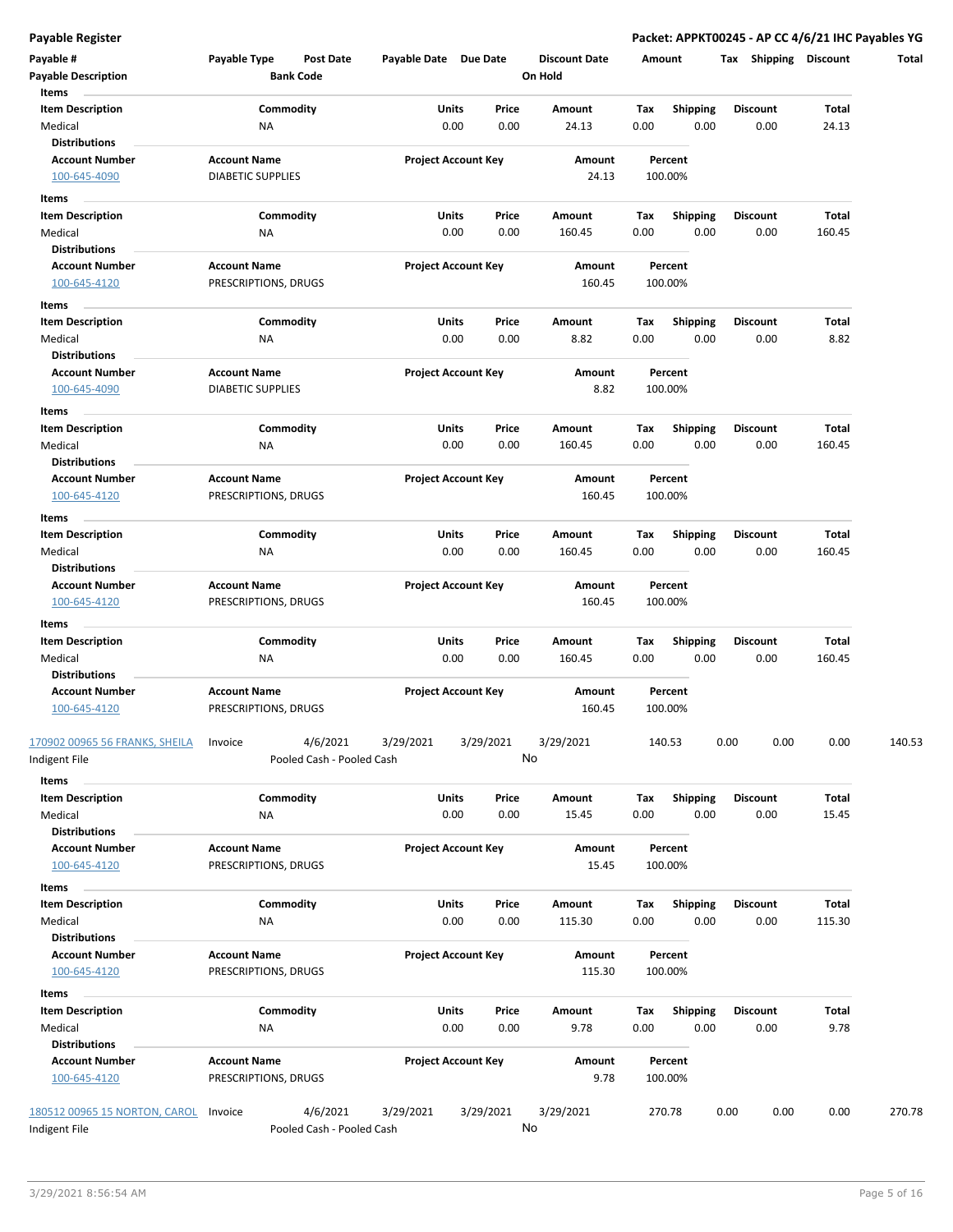**Payable Register** — **Packet: APPKT00245 - AP CC 4/6/21 IHC Payables YG**

| Payable # | Payable Type | Post Date | Payable Date | Due Date | Discount Date | Amount | Tax | Shipping | Discount | Total |
|---|---|---|---|---|---|---|---|---|---|---|
| **Payable Description** | | **Bank Code** | | | **On Hold** | | | | | |

**Items**

| Item Description | Commodity | Units | Price | Amount | Tax | Shipping | Discount | Total |
|---|---|---|---|---|---|---|---|---|
| Medical | NA | 0.00 | 0.00 | 24.13 | 0.00 | 0.00 | 0.00 | 24.13 |

**Distributions**

| Account Number | Account Name | Project Account Key | Amount | Percent |
|---|---|---|---|---|
| 100-645-4090 | DIABETIC SUPPLIES | | 24.13 | 100.00% |

**Items**

| Item Description | Commodity | Units | Price | Amount | Tax | Shipping | Discount | Total |
|---|---|---|---|---|---|---|---|---|
| Medical | NA | 0.00 | 0.00 | 160.45 | 0.00 | 0.00 | 0.00 | 160.45 |

**Distributions**

| Account Number | Account Name | Project Account Key | Amount | Percent |
|---|---|---|---|---|
| 100-645-4120 | PRESCRIPTIONS, DRUGS | | 160.45 | 100.00% |

**Items**

| Item Description | Commodity | Units | Price | Amount | Tax | Shipping | Discount | Total |
|---|---|---|---|---|---|---|---|---|
| Medical | NA | 0.00 | 0.00 | 8.82 | 0.00 | 0.00 | 0.00 | 8.82 |

**Distributions**

| Account Number | Account Name | Project Account Key | Amount | Percent |
|---|---|---|---|---|
| 100-645-4090 | DIABETIC SUPPLIES | | 8.82 | 100.00% |

**Items**

| Item Description | Commodity | Units | Price | Amount | Tax | Shipping | Discount | Total |
|---|---|---|---|---|---|---|---|---|
| Medical | NA | 0.00 | 0.00 | 160.45 | 0.00 | 0.00 | 0.00 | 160.45 |

**Distributions**

| Account Number | Account Name | Project Account Key | Amount | Percent |
|---|---|---|---|---|
| 100-645-4120 | PRESCRIPTIONS, DRUGS | | 160.45 | 100.00% |

**Items**

| Item Description | Commodity | Units | Price | Amount | Tax | Shipping | Discount | Total |
|---|---|---|---|---|---|---|---|---|
| Medical | NA | 0.00 | 0.00 | 160.45 | 0.00 | 0.00 | 0.00 | 160.45 |

**Distributions**

| Account Number | Account Name | Project Account Key | Amount | Percent |
|---|---|---|---|---|
| 100-645-4120 | PRESCRIPTIONS, DRUGS | | 160.45 | 100.00% |

**Items**

| Item Description | Commodity | Units | Price | Amount | Tax | Shipping | Discount | Total |
|---|---|---|---|---|---|---|---|---|
| Medical | NA | 0.00 | 0.00 | 160.45 | 0.00 | 0.00 | 0.00 | 160.45 |

**Distributions**

| Account Number | Account Name | Project Account Key | Amount | Percent |
|---|---|---|---|---|
| 100-645-4120 | PRESCRIPTIONS, DRUGS | | 160.45 | 100.00% |

| Payable # | Payable Type | Post Date | Payable Date | Due Date | Discount Date | Amount | Tax | Shipping | Discount | Total |
|---|---|---|---|---|---|---|---|---|---|---|
| 170902 00965 56 FRANKS, SHEILA | Invoice | 4/6/2021 | 3/29/2021 | 3/29/2021 | 3/29/2021 | 140.53 | 0.00 | 0.00 | 0.00 | 140.53 |
| Indigent File | | Pooled Cash - Pooled Cash | | | No | | | | | |

**Items**

| Item Description | Commodity | Units | Price | Amount | Tax | Shipping | Discount | Total |
|---|---|---|---|---|---|---|---|---|
| Medical | NA | 0.00 | 0.00 | 15.45 | 0.00 | 0.00 | 0.00 | 15.45 |

**Distributions**

| Account Number | Account Name | Project Account Key | Amount | Percent |
|---|---|---|---|---|
| 100-645-4120 | PRESCRIPTIONS, DRUGS | | 15.45 | 100.00% |

**Items**

| Item Description | Commodity | Units | Price | Amount | Tax | Shipping | Discount | Total |
|---|---|---|---|---|---|---|---|---|
| Medical | NA | 0.00 | 0.00 | 115.30 | 0.00 | 0.00 | 0.00 | 115.30 |

**Distributions**

| Account Number | Account Name | Project Account Key | Amount | Percent |
|---|---|---|---|---|
| 100-645-4120 | PRESCRIPTIONS, DRUGS | | 115.30 | 100.00% |

**Items**

| Item Description | Commodity | Units | Price | Amount | Tax | Shipping | Discount | Total |
|---|---|---|---|---|---|---|---|---|
| Medical | NA | 0.00 | 0.00 | 9.78 | 0.00 | 0.00 | 0.00 | 9.78 |

**Distributions**

| Account Number | Account Name | Project Account Key | Amount | Percent |
|---|---|---|---|---|
| 100-645-4120 | PRESCRIPTIONS, DRUGS | | 9.78 | 100.00% |

| Payable # | Payable Type | Post Date | Payable Date | Due Date | Discount Date | Amount | Tax | Shipping | Discount | Total |
|---|---|---|---|---|---|---|---|---|---|---|
| 180512 00965 15 NORTON, CAROL | Invoice | 4/6/2021 | 3/29/2021 | 3/29/2021 | 3/29/2021 | 270.78 | 0.00 | 0.00 | 0.00 | 270.78 |
| Indigent File | | Pooled Cash - Pooled Cash | | | No | | | | | |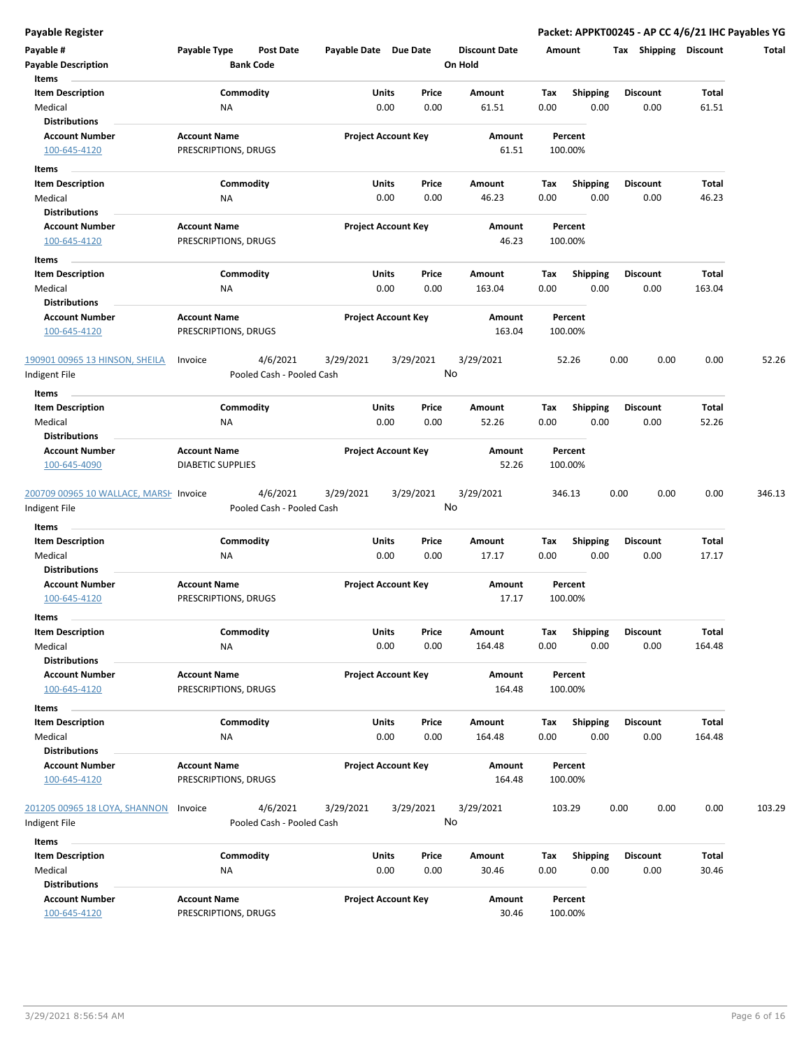**Payable Register** | **Packet: APPKT00245 - AP CC 4/6/21 IHC Payables YG**

| Payable # | Payable Type | Post Date | Payable Date | Due Date | Discount Date | Amount | Tax | Shipping | Discount | Total |
|---|---|---|---|---|---|---|---|---|---|---|
| **Payable Description** | | **Bank Code** | | | **On Hold** | | | | | |

**Items**

| Item Description | Commodity | Units | Price | Amount | Tax | Shipping | Discount | Total |
|---|---|---|---|---|---|---|---|---|
| Medical | NA | 0.00 | 0.00 | 61.51 | 0.00 | 0.00 | 0.00 | 61.51 |

**Distributions**

| Account Number | Account Name | Project Account Key | Amount | Percent |
|---|---|---|---|---|
| 100-645-4120 | PRESCRIPTIONS, DRUGS | | 61.51 | 100.00% |

**Items**

| Item Description | Commodity | Units | Price | Amount | Tax | Shipping | Discount | Total |
|---|---|---|---|---|---|---|---|---|
| Medical | NA | 0.00 | 0.00 | 46.23 | 0.00 | 0.00 | 0.00 | 46.23 |

**Distributions**

| Account Number | Account Name | Project Account Key | Amount | Percent |
|---|---|---|---|---|
| 100-645-4120 | PRESCRIPTIONS, DRUGS | | 46.23 | 100.00% |

**Items**

| Item Description | Commodity | Units | Price | Amount | Tax | Shipping | Discount | Total |
|---|---|---|---|---|---|---|---|---|
| Medical | NA | 0.00 | 0.00 | 163.04 | 0.00 | 0.00 | 0.00 | 163.04 |

**Distributions**

| Account Number | Account Name | Project Account Key | Amount | Percent |
|---|---|---|---|---|
| 100-645-4120 | PRESCRIPTIONS, DRUGS | | 163.04 | 100.00% |

| Payable # | Payable Type | Post Date | Payable Date | Due Date | Discount Date | Amount | Tax | Shipping | Discount | Total |
|---|---|---|---|---|---|---|---|---|---|---|
| 190901 00965 13 HINSON, SHEILA | Invoice | 4/6/2021 | 3/29/2021 | 3/29/2021 | 3/29/2021 | 52.26 | 0.00 | 0.00 | 0.00 | 52.26 |
| Indigent File | | Pooled Cash - Pooled Cash | | | No | | | | | |

**Items**

| Item Description | Commodity | Units | Price | Amount | Tax | Shipping | Discount | Total |
|---|---|---|---|---|---|---|---|---|
| Medical | NA | 0.00 | 0.00 | 52.26 | 0.00 | 0.00 | 0.00 | 52.26 |

**Distributions**

| Account Number | Account Name | Project Account Key | Amount | Percent |
|---|---|---|---|---|
| 100-645-4090 | DIABETIC SUPPLIES | | 52.26 | 100.00% |

| Payable # | Payable Type | Post Date | Payable Date | Due Date | Discount Date | Amount | Tax | Shipping | Discount | Total |
|---|---|---|---|---|---|---|---|---|---|---|
| 200709 00965 10 WALLACE, MARSH | Invoice | 4/6/2021 | 3/29/2021 | 3/29/2021 | 3/29/2021 | 346.13 | 0.00 | 0.00 | 0.00 | 346.13 |
| Indigent File | | Pooled Cash - Pooled Cash | | | No | | | | | |

**Items**

| Item Description | Commodity | Units | Price | Amount | Tax | Shipping | Discount | Total |
|---|---|---|---|---|---|---|---|---|
| Medical | NA | 0.00 | 0.00 | 17.17 | 0.00 | 0.00 | 0.00 | 17.17 |

**Distributions**

| Account Number | Account Name | Project Account Key | Amount | Percent |
|---|---|---|---|---|
| 100-645-4120 | PRESCRIPTIONS, DRUGS | | 17.17 | 100.00% |

**Items**

| Item Description | Commodity | Units | Price | Amount | Tax | Shipping | Discount | Total |
|---|---|---|---|---|---|---|---|---|
| Medical | NA | 0.00 | 0.00 | 164.48 | 0.00 | 0.00 | 0.00 | 164.48 |

**Distributions**

| Account Number | Account Name | Project Account Key | Amount | Percent |
|---|---|---|---|---|
| 100-645-4120 | PRESCRIPTIONS, DRUGS | | 164.48 | 100.00% |

**Items**

| Item Description | Commodity | Units | Price | Amount | Tax | Shipping | Discount | Total |
|---|---|---|---|---|---|---|---|---|
| Medical | NA | 0.00 | 0.00 | 164.48 | 0.00 | 0.00 | 0.00 | 164.48 |

**Distributions**

| Account Number | Account Name | Project Account Key | Amount | Percent |
|---|---|---|---|---|
| 100-645-4120 | PRESCRIPTIONS, DRUGS | | 164.48 | 100.00% |

| Payable # | Payable Type | Post Date | Payable Date | Due Date | Discount Date | Amount | Tax | Shipping | Discount | Total |
|---|---|---|---|---|---|---|---|---|---|---|
| 201205 00965 18 LOYA, SHANNON | Invoice | 4/6/2021 | 3/29/2021 | 3/29/2021 | 3/29/2021 | 103.29 | 0.00 | 0.00 | 0.00 | 103.29 |
| Indigent File | | Pooled Cash - Pooled Cash | | | No | | | | | |

**Items**

| Item Description | Commodity | Units | Price | Amount | Tax | Shipping | Discount | Total |
|---|---|---|---|---|---|---|---|---|
| Medical | NA | 0.00 | 0.00 | 30.46 | 0.00 | 0.00 | 0.00 | 30.46 |

**Distributions**

| Account Number | Account Name | Project Account Key | Amount | Percent |
|---|---|---|---|---|
| 100-645-4120 | PRESCRIPTIONS, DRUGS | | 30.46 | 100.00% |

3/29/2021 8:56:54 AM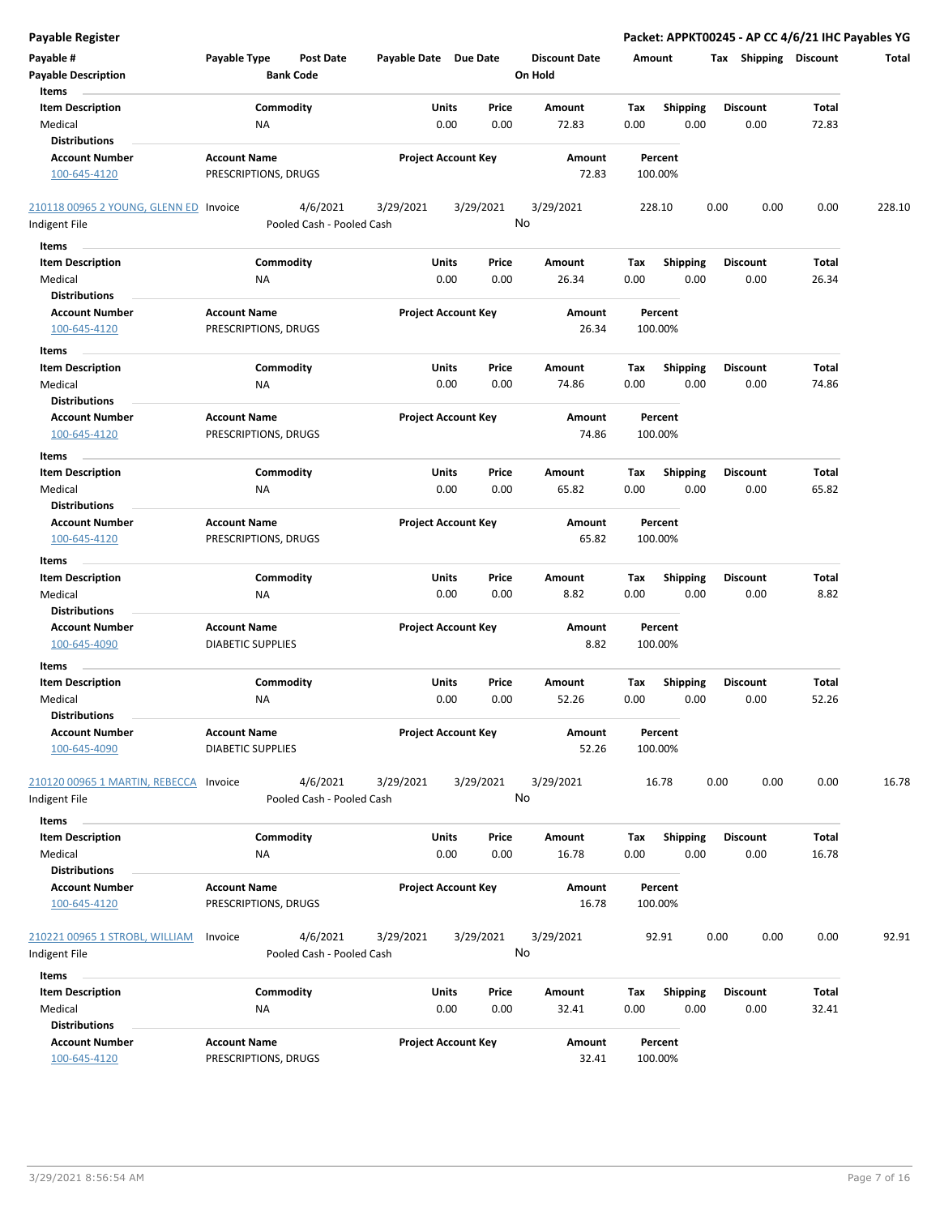## Payable Register

**Packet: APPKT00245 - AP CC 4/6/21 IHC Payables YG**

| Payable # | Payable Type | Post Date | Payable Date | Due Date | Discount Date | Amount | Tax | Shipping | Discount | Total |
|---|---|---|---|---|---|---|---|---|---|---|
| Payable Description | | Bank Code | | | On Hold | | | | | |

**Items**

| Item Description | Commodity | Units | Price | Amount | Tax | Shipping | Discount | Total |
|---|---|---|---|---|---|---|---|---|
| Medical | NA | 0.00 | 0.00 | 72.83 | 0.00 | 0.00 | 0.00 | 72.83 |

**Distributions**

| Account Number | Account Name | Project Account Key | Amount | Percent |
|---|---|---|---|---|
| 100-645-4120 | PRESCRIPTIONS, DRUGS | | 72.83 | 100.00% |

| Payable # | Payable Type | Post Date | Payable Date | Due Date | Discount Date | Amount | Tax | Shipping | Discount | Total |
|---|---|---|---|---|---|---|---|---|---|---|
| 210118 00965 2 YOUNG, GLENN ED | Invoice | 4/6/2021 | 3/29/2021 | 3/29/2021 | 3/29/2021 | 228.10 | 0.00 | 0.00 | 0.00 | 228.10 |
| Indigent File | | Pooled Cash - Pooled Cash | | | No | | | | | |

**Items**

| Item Description | Commodity | Units | Price | Amount | Tax | Shipping | Discount | Total |
|---|---|---|---|---|---|---|---|---|
| Medical | NA | 0.00 | 0.00 | 26.34 | 0.00 | 0.00 | 0.00 | 26.34 |

**Distributions**

| Account Number | Account Name | Project Account Key | Amount | Percent |
|---|---|---|---|---|
| 100-645-4120 | PRESCRIPTIONS, DRUGS | | 26.34 | 100.00% |

**Items**

| Item Description | Commodity | Units | Price | Amount | Tax | Shipping | Discount | Total |
|---|---|---|---|---|---|---|---|---|
| Medical | NA | 0.00 | 0.00 | 74.86 | 0.00 | 0.00 | 0.00 | 74.86 |

**Distributions**

| Account Number | Account Name | Project Account Key | Amount | Percent |
|---|---|---|---|---|
| 100-645-4120 | PRESCRIPTIONS, DRUGS | | 74.86 | 100.00% |

**Items**

| Item Description | Commodity | Units | Price | Amount | Tax | Shipping | Discount | Total |
|---|---|---|---|---|---|---|---|---|
| Medical | NA | 0.00 | 0.00 | 65.82 | 0.00 | 0.00 | 0.00 | 65.82 |

**Distributions**

| Account Number | Account Name | Project Account Key | Amount | Percent |
|---|---|---|---|---|
| 100-645-4120 | PRESCRIPTIONS, DRUGS | | 65.82 | 100.00% |

**Items**

| Item Description | Commodity | Units | Price | Amount | Tax | Shipping | Discount | Total |
|---|---|---|---|---|---|---|---|---|
| Medical | NA | 0.00 | 0.00 | 8.82 | 0.00 | 0.00 | 0.00 | 8.82 |

**Distributions**

| Account Number | Account Name | Project Account Key | Amount | Percent |
|---|---|---|---|---|
| 100-645-4090 | DIABETIC SUPPLIES | | 8.82 | 100.00% |

**Items**

| Item Description | Commodity | Units | Price | Amount | Tax | Shipping | Discount | Total |
|---|---|---|---|---|---|---|---|---|
| Medical | NA | 0.00 | 0.00 | 52.26 | 0.00 | 0.00 | 0.00 | 52.26 |

**Distributions**

| Account Number | Account Name | Project Account Key | Amount | Percent |
|---|---|---|---|---|
| 100-645-4090 | DIABETIC SUPPLIES | | 52.26 | 100.00% |

| Payable # | Payable Type | Post Date | Payable Date | Due Date | Discount Date | Amount | Tax | Shipping | Discount | Total |
|---|---|---|---|---|---|---|---|---|---|---|
| 210120 00965 1 MARTIN, REBECCA | Invoice | 4/6/2021 | 3/29/2021 | 3/29/2021 | 3/29/2021 | 16.78 | 0.00 | 0.00 | 0.00 | 16.78 |
| Indigent File | | Pooled Cash - Pooled Cash | | | No | | | | | |

**Items**

| Item Description | Commodity | Units | Price | Amount | Tax | Shipping | Discount | Total |
|---|---|---|---|---|---|---|---|---|
| Medical | NA | 0.00 | 0.00 | 16.78 | 0.00 | 0.00 | 0.00 | 16.78 |

**Distributions**

| Account Number | Account Name | Project Account Key | Amount | Percent |
|---|---|---|---|---|
| 100-645-4120 | PRESCRIPTIONS, DRUGS | | 16.78 | 100.00% |

| Payable # | Payable Type | Post Date | Payable Date | Due Date | Discount Date | Amount | Tax | Shipping | Discount | Total |
|---|---|---|---|---|---|---|---|---|---|---|
| 210221 00965 1 STROBL, WILLIAM | Invoice | 4/6/2021 | 3/29/2021 | 3/29/2021 | 3/29/2021 | 92.91 | 0.00 | 0.00 | 0.00 | 92.91 |
| Indigent File | | Pooled Cash - Pooled Cash | | | No | | | | | |

**Items**

| Item Description | Commodity | Units | Price | Amount | Tax | Shipping | Discount | Total |
|---|---|---|---|---|---|---|---|---|
| Medical | NA | 0.00 | 0.00 | 32.41 | 0.00 | 0.00 | 0.00 | 32.41 |

**Distributions**

| Account Number | Account Name | Project Account Key | Amount | Percent |
|---|---|---|---|---|
| 100-645-4120 | PRESCRIPTIONS, DRUGS | | 32.41 | 100.00% |

3/29/2021 8:56:54 AM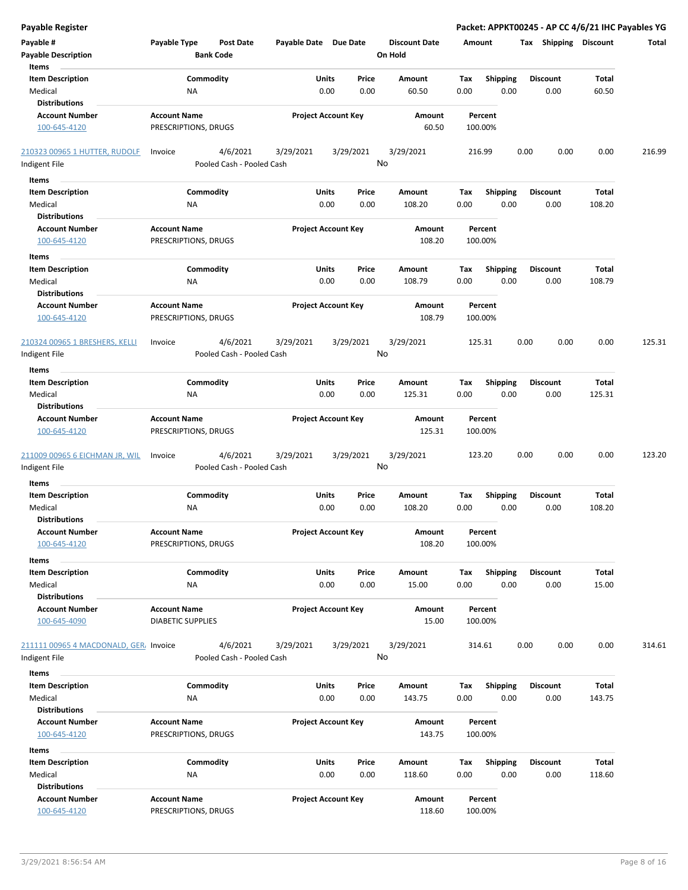**Payable Register** — **Packet: APPKT00245 - AP CC 4/6/21 IHC Payables YG**

| Payable # | Payable Type | Post Date | Payable Date | Due Date | Discount Date | Amount | Tax | Shipping | Discount | Total |
|---|---|---|---|---|---|---|---|---|---|---|
| Payable Description | | Bank Code | | | On Hold | | | | | |

**Items**

| Item Description | Commodity | Units | Price | Amount | Tax | Shipping | Discount | Total |
|---|---|---|---|---|---|---|---|---|
| Medical | NA | 0.00 | 0.00 | 60.50 | 0.00 | 0.00 | 0.00 | 60.50 |

**Distributions**

| Account Number | Account Name | Project Account Key | Amount | Percent |
|---|---|---|---|---|
| 100-645-4120 | PRESCRIPTIONS, DRUGS | | 60.50 | 100.00% |

| Payable # | Payable Type | Post Date | Payable Date | Due Date | Discount Date | Amount | Tax | Shipping | Discount | Total |
|---|---|---|---|---|---|---|---|---|---|---|
| 210323 00965 1 HUTTER, RUDOLF | Invoice | 4/6/2021 | 3/29/2021 | 3/29/2021 | 3/29/2021 | 216.99 | 0.00 | 0.00 | 0.00 | 216.99 |
| Indigent File | | Pooled Cash - Pooled Cash | | | No | | | | | |

**Items**

| Item Description | Commodity | Units | Price | Amount | Tax | Shipping | Discount | Total |
|---|---|---|---|---|---|---|---|---|
| Medical | NA | 0.00 | 0.00 | 108.20 | 0.00 | 0.00 | 0.00 | 108.20 |

**Distributions**

| Account Number | Account Name | Project Account Key | Amount | Percent |
|---|---|---|---|---|
| 100-645-4120 | PRESCRIPTIONS, DRUGS | | 108.20 | 100.00% |

**Items**

| Item Description | Commodity | Units | Price | Amount | Tax | Shipping | Discount | Total |
|---|---|---|---|---|---|---|---|---|
| Medical | NA | 0.00 | 0.00 | 108.79 | 0.00 | 0.00 | 0.00 | 108.79 |

**Distributions**

| Account Number | Account Name | Project Account Key | Amount | Percent |
|---|---|---|---|---|
| 100-645-4120 | PRESCRIPTIONS, DRUGS | | 108.79 | 100.00% |

| Payable # | Payable Type | Post Date | Payable Date | Due Date | Discount Date | Amount | Tax | Shipping | Discount | Total |
|---|---|---|---|---|---|---|---|---|---|---|
| 210324 00965 1 BRESHERS, KELLI | Invoice | 4/6/2021 | 3/29/2021 | 3/29/2021 | 3/29/2021 | 125.31 | 0.00 | 0.00 | 0.00 | 125.31 |
| Indigent File | | Pooled Cash - Pooled Cash | | | No | | | | | |

**Items**

| Item Description | Commodity | Units | Price | Amount | Tax | Shipping | Discount | Total |
|---|---|---|---|---|---|---|---|---|
| Medical | NA | 0.00 | 0.00 | 125.31 | 0.00 | 0.00 | 0.00 | 125.31 |

**Distributions**

| Account Number | Account Name | Project Account Key | Amount | Percent |
|---|---|---|---|---|
| 100-645-4120 | PRESCRIPTIONS, DRUGS | | 125.31 | 100.00% |

| Payable # | Payable Type | Post Date | Payable Date | Due Date | Discount Date | Amount | Tax | Shipping | Discount | Total |
|---|---|---|---|---|---|---|---|---|---|---|
| 211009 00965 6 EICHMAN JR, WIL | Invoice | 4/6/2021 | 3/29/2021 | 3/29/2021 | 3/29/2021 | 123.20 | 0.00 | 0.00 | 0.00 | 123.20 |
| Indigent File | | Pooled Cash - Pooled Cash | | | No | | | | | |

**Items**

| Item Description | Commodity | Units | Price | Amount | Tax | Shipping | Discount | Total |
|---|---|---|---|---|---|---|---|---|
| Medical | NA | 0.00 | 0.00 | 108.20 | 0.00 | 0.00 | 0.00 | 108.20 |

**Distributions**

| Account Number | Account Name | Project Account Key | Amount | Percent |
|---|---|---|---|---|
| 100-645-4120 | PRESCRIPTIONS, DRUGS | | 108.20 | 100.00% |

**Items**

| Item Description | Commodity | Units | Price | Amount | Tax | Shipping | Discount | Total |
|---|---|---|---|---|---|---|---|---|
| Medical | NA | 0.00 | 0.00 | 15.00 | 0.00 | 0.00 | 0.00 | 15.00 |

**Distributions**

| Account Number | Account Name | Project Account Key | Amount | Percent |
|---|---|---|---|---|
| 100-645-4090 | DIABETIC SUPPLIES | | 15.00 | 100.00% |

| Payable # | Payable Type | Post Date | Payable Date | Due Date | Discount Date | Amount | Tax | Shipping | Discount | Total |
|---|---|---|---|---|---|---|---|---|---|---|
| 211111 00965 4 MACDONALD, GER/ | Invoice | 4/6/2021 | 3/29/2021 | 3/29/2021 | 3/29/2021 | 314.61 | 0.00 | 0.00 | 0.00 | 314.61 |
| Indigent File | | Pooled Cash - Pooled Cash | | | No | | | | | |

**Items**

| Item Description | Commodity | Units | Price | Amount | Tax | Shipping | Discount | Total |
|---|---|---|---|---|---|---|---|---|
| Medical | NA | 0.00 | 0.00 | 143.75 | 0.00 | 0.00 | 0.00 | 143.75 |

**Distributions**

| Account Number | Account Name | Project Account Key | Amount | Percent |
|---|---|---|---|---|
| 100-645-4120 | PRESCRIPTIONS, DRUGS | | 143.75 | 100.00% |

**Items**

| Item Description | Commodity | Units | Price | Amount | Tax | Shipping | Discount | Total |
|---|---|---|---|---|---|---|---|---|
| Medical | NA | 0.00 | 0.00 | 118.60 | 0.00 | 0.00 | 0.00 | 118.60 |

**Distributions**

| Account Number | Account Name | Project Account Key | Amount | Percent |
|---|---|---|---|---|
| 100-645-4120 | PRESCRIPTIONS, DRUGS | | 118.60 | 100.00% |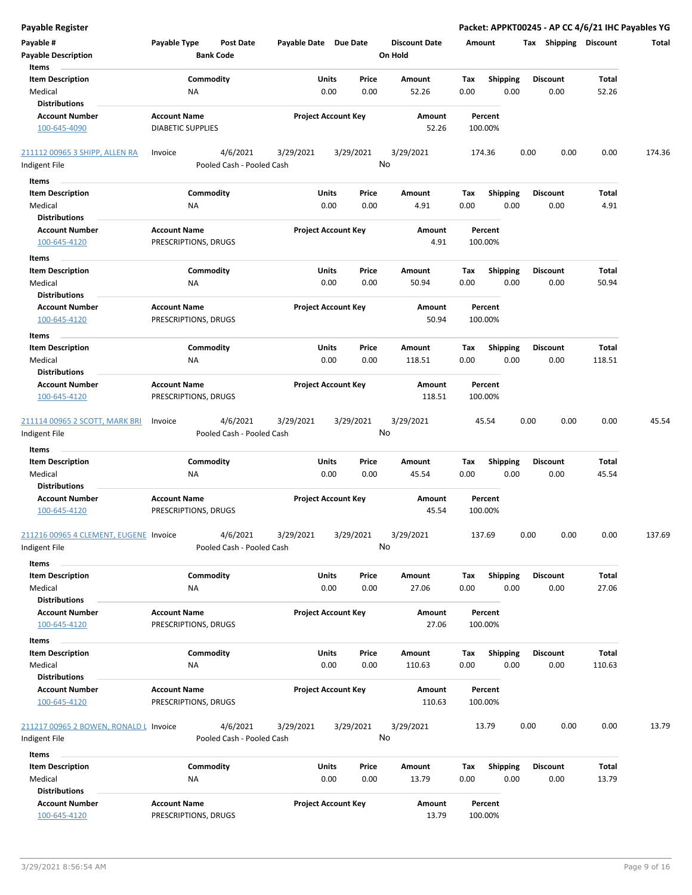**Payable Register** — **Packet: APPKT00245 - AP CC 4/6/21 IHC Payables YG**

| Payable # | Payable Type | Post Date | Payable Date | Due Date | Discount Date | Amount | Tax | Shipping | Discount | Total |
|---|---|---|---|---|---|---|---|---|---|---|
| Payable Description | | Bank Code | | | On Hold | | | | | |

**Items**

| Item Description | Commodity | Units | Price | Amount | Tax | Shipping | Discount | Total |
|---|---|---|---|---|---|---|---|---|
| Medical | NA | 0.00 | 0.00 | 52.26 | 0.00 | 0.00 | 0.00 | 52.26 |

**Distributions**

| Account Number | Account Name | Project Account Key | Amount | Percent |
|---|---|---|---|---|
| 100-645-4090 | DIABETIC SUPPLIES | | 52.26 | 100.00% |

| Payable # | Payable Type | Post Date | Payable Date | Due Date | Discount Date | Amount | Tax | Shipping | Discount | Total |
|---|---|---|---|---|---|---|---|---|---|---|
| 211112 00965 3 SHIPP, ALLEN RA | Invoice | 4/6/2021 | 3/29/2021 | 3/29/2021 | 3/29/2021 | 174.36 | 0.00 | 0.00 | 0.00 | 174.36 |
| Indigent File | | Pooled Cash - Pooled Cash | | | No | | | | | |

**Items**

| Item Description | Commodity | Units | Price | Amount | Tax | Shipping | Discount | Total |
|---|---|---|---|---|---|---|---|---|
| Medical | NA | 0.00 | 0.00 | 4.91 | 0.00 | 0.00 | 0.00 | 4.91 |

**Distributions**

| Account Number | Account Name | Project Account Key | Amount | Percent |
|---|---|---|---|---|
| 100-645-4120 | PRESCRIPTIONS, DRUGS | | 4.91 | 100.00% |

**Items**

| Item Description | Commodity | Units | Price | Amount | Tax | Shipping | Discount | Total |
|---|---|---|---|---|---|---|---|---|
| Medical | NA | 0.00 | 0.00 | 50.94 | 0.00 | 0.00 | 0.00 | 50.94 |

**Distributions**

| Account Number | Account Name | Project Account Key | Amount | Percent |
|---|---|---|---|---|
| 100-645-4120 | PRESCRIPTIONS, DRUGS | | 50.94 | 100.00% |

**Items**

| Item Description | Commodity | Units | Price | Amount | Tax | Shipping | Discount | Total |
|---|---|---|---|---|---|---|---|---|
| Medical | NA | 0.00 | 0.00 | 118.51 | 0.00 | 0.00 | 0.00 | 118.51 |

**Distributions**

| Account Number | Account Name | Project Account Key | Amount | Percent |
|---|---|---|---|---|
| 100-645-4120 | PRESCRIPTIONS, DRUGS | | 118.51 | 100.00% |

| Payable # | Payable Type | Post Date | Payable Date | Due Date | Discount Date | Amount | Tax | Shipping | Discount | Total |
|---|---|---|---|---|---|---|---|---|---|---|
| 211114 00965 2 SCOTT, MARK BRI | Invoice | 4/6/2021 | 3/29/2021 | 3/29/2021 | 3/29/2021 | 45.54 | 0.00 | 0.00 | 0.00 | 45.54 |
| Indigent File | | Pooled Cash - Pooled Cash | | | No | | | | | |

**Items**

| Item Description | Commodity | Units | Price | Amount | Tax | Shipping | Discount | Total |
|---|---|---|---|---|---|---|---|---|
| Medical | NA | 0.00 | 0.00 | 45.54 | 0.00 | 0.00 | 0.00 | 45.54 |

**Distributions**

| Account Number | Account Name | Project Account Key | Amount | Percent |
|---|---|---|---|---|
| 100-645-4120 | PRESCRIPTIONS, DRUGS | | 45.54 | 100.00% |

| Payable # | Payable Type | Post Date | Payable Date | Due Date | Discount Date | Amount | Tax | Shipping | Discount | Total |
|---|---|---|---|---|---|---|---|---|---|---|
| 211216 00965 4 CLEMENT, EUGENE | Invoice | 4/6/2021 | 3/29/2021 | 3/29/2021 | 3/29/2021 | 137.69 | 0.00 | 0.00 | 0.00 | 137.69 |
| Indigent File | | Pooled Cash - Pooled Cash | | | No | | | | | |

**Items**

| Item Description | Commodity | Units | Price | Amount | Tax | Shipping | Discount | Total |
|---|---|---|---|---|---|---|---|---|
| Medical | NA | 0.00 | 0.00 | 27.06 | 0.00 | 0.00 | 0.00 | 27.06 |

**Distributions**

| Account Number | Account Name | Project Account Key | Amount | Percent |
|---|---|---|---|---|
| 100-645-4120 | PRESCRIPTIONS, DRUGS | | 27.06 | 100.00% |

**Items**

| Item Description | Commodity | Units | Price | Amount | Tax | Shipping | Discount | Total |
|---|---|---|---|---|---|---|---|---|
| Medical | NA | 0.00 | 0.00 | 110.63 | 0.00 | 0.00 | 0.00 | 110.63 |

**Distributions**

| Account Number | Account Name | Project Account Key | Amount | Percent |
|---|---|---|---|---|
| 100-645-4120 | PRESCRIPTIONS, DRUGS | | 110.63 | 100.00% |

| Payable # | Payable Type | Post Date | Payable Date | Due Date | Discount Date | Amount | Tax | Shipping | Discount | Total |
|---|---|---|---|---|---|---|---|---|---|---|
| 211217 00965 2 BOWEN, RONALD L | Invoice | 4/6/2021 | 3/29/2021 | 3/29/2021 | 3/29/2021 | 13.79 | 0.00 | 0.00 | 0.00 | 13.79 |
| Indigent File | | Pooled Cash - Pooled Cash | | | No | | | | | |

**Items**

| Item Description | Commodity | Units | Price | Amount | Tax | Shipping | Discount | Total |
|---|---|---|---|---|---|---|---|---|
| Medical | NA | 0.00 | 0.00 | 13.79 | 0.00 | 0.00 | 0.00 | 13.79 |

**Distributions**

| Account Number | Account Name | Project Account Key | Amount | Percent |
|---|---|---|---|---|
| 100-645-4120 | PRESCRIPTIONS, DRUGS | | 13.79 | 100.00% |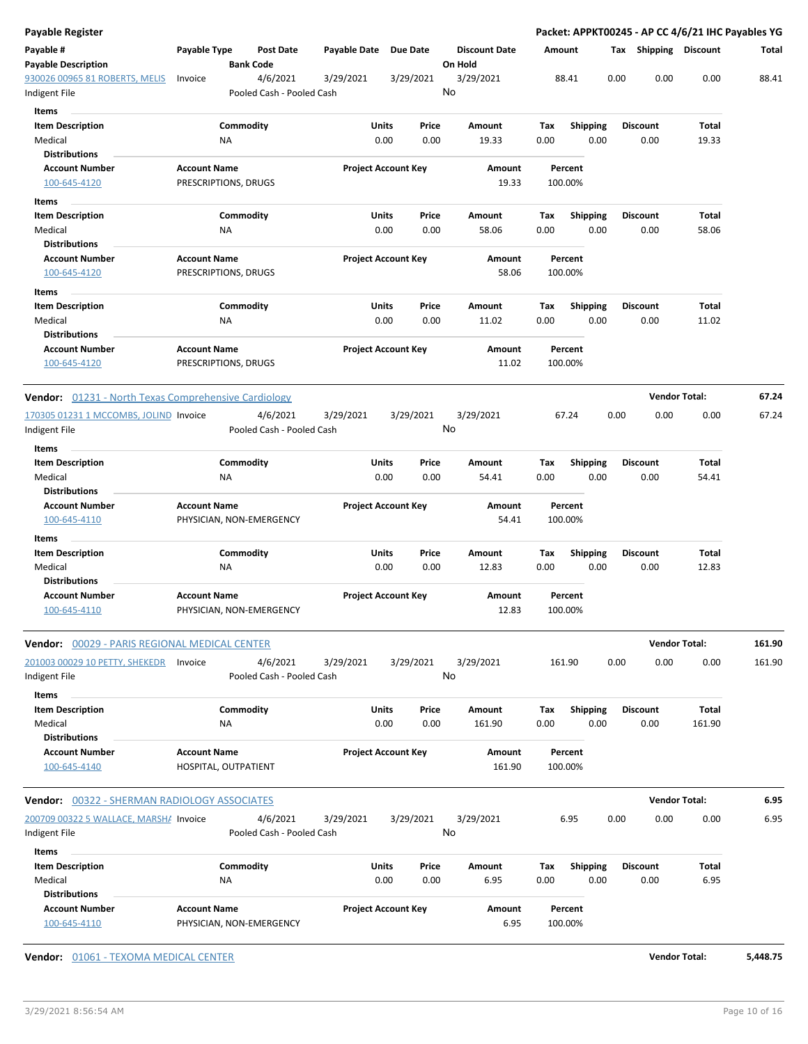**Payable Register** — **Packet: APPKT00245 - AP CC 4/6/21 IHC Payables YG**

| Payable # / Payable Description | Payable Type | Post Date / Bank Code | Payable Date | Due Date | Discount Date / On Hold | Amount | Tax | Shipping | Discount | Total |
|---|---|---|---|---|---|---|---|---|---|---|
| 930026 00965 81 ROBERTS, MELIS / Indigent File | Invoice | 4/6/2021 / Pooled Cash - Pooled Cash | 3/29/2021 | 3/29/2021 | 3/29/2021 / No | 88.41 | 0.00 | 0.00 | 0.00 | 88.41 |

**Items**

| Item Description | Commodity | Units | Price | Amount | Tax | Shipping | Discount | Total |
|---|---|---|---|---|---|---|---|---|
| Medical | NA | 0.00 | 0.00 | 19.33 | 0.00 | 0.00 | 0.00 | 19.33 |

**Distributions**

| Account Number | Account Name | Project Account Key | Amount | Percent |
|---|---|---|---|---|
| 100-645-4120 | PRESCRIPTIONS, DRUGS | | 19.33 | 100.00% |

**Items**

| Item Description | Commodity | Units | Price | Amount | Tax | Shipping | Discount | Total |
|---|---|---|---|---|---|---|---|---|
| Medical | NA | 0.00 | 0.00 | 58.06 | 0.00 | 0.00 | 0.00 | 58.06 |

**Distributions**

| Account Number | Account Name | Project Account Key | Amount | Percent |
|---|---|---|---|---|
| 100-645-4120 | PRESCRIPTIONS, DRUGS | | 58.06 | 100.00% |

**Items**

| Item Description | Commodity | Units | Price | Amount | Tax | Shipping | Discount | Total |
|---|---|---|---|---|---|---|---|---|
| Medical | NA | 0.00 | 0.00 | 11.02 | 0.00 | 0.00 | 0.00 | 11.02 |

**Distributions**

| Account Number | Account Name | Project Account Key | Amount | Percent |
|---|---|---|---|---|
| 100-645-4120 | PRESCRIPTIONS, DRUGS | | 11.02 | 100.00% |

**Vendor:** 01231 - North Texas Comprehensive Cardiology — **Vendor Total: 67.24**

| Payable # / Payable Description | Payable Type | Post Date / Bank Code | Payable Date | Due Date | Discount Date / On Hold | Amount | Tax | Shipping | Discount | Total |
|---|---|---|---|---|---|---|---|---|---|---|
| 170305 01231 1 MCCOMBS, JOLIND / Indigent File | Invoice | 4/6/2021 / Pooled Cash - Pooled Cash | 3/29/2021 | 3/29/2021 | 3/29/2021 / No | 67.24 | 0.00 | 0.00 | 0.00 | 67.24 |

**Items**

| Item Description | Commodity | Units | Price | Amount | Tax | Shipping | Discount | Total |
|---|---|---|---|---|---|---|---|---|
| Medical | NA | 0.00 | 0.00 | 54.41 | 0.00 | 0.00 | 0.00 | 54.41 |

**Distributions**

| Account Number | Account Name | Project Account Key | Amount | Percent |
|---|---|---|---|---|
| 100-645-4110 | PHYSICIAN, NON-EMERGENCY | | 54.41 | 100.00% |

**Items**

| Item Description | Commodity | Units | Price | Amount | Tax | Shipping | Discount | Total |
|---|---|---|---|---|---|---|---|---|
| Medical | NA | 0.00 | 0.00 | 12.83 | 0.00 | 0.00 | 0.00 | 12.83 |

**Distributions**

| Account Number | Account Name | Project Account Key | Amount | Percent |
|---|---|---|---|---|
| 100-645-4110 | PHYSICIAN, NON-EMERGENCY | | 12.83 | 100.00% |

**Vendor:** 00029 - PARIS REGIONAL MEDICAL CENTER — **Vendor Total: 161.90**

| Payable # / Payable Description | Payable Type | Post Date / Bank Code | Payable Date | Due Date | Discount Date / On Hold | Amount | Tax | Shipping | Discount | Total |
|---|---|---|---|---|---|---|---|---|---|---|
| 201003 00029 10 PETTY, SHEKEDR / Indigent File | Invoice | 4/6/2021 / Pooled Cash - Pooled Cash | 3/29/2021 | 3/29/2021 | 3/29/2021 / No | 161.90 | 0.00 | 0.00 | 0.00 | 161.90 |

**Items**

| Item Description | Commodity | Units | Price | Amount | Tax | Shipping | Discount | Total |
|---|---|---|---|---|---|---|---|---|
| Medical | NA | 0.00 | 0.00 | 161.90 | 0.00 | 0.00 | 0.00 | 161.90 |

**Distributions**

| Account Number | Account Name | Project Account Key | Amount | Percent |
|---|---|---|---|---|
| 100-645-4140 | HOSPITAL, OUTPATIENT | | 161.90 | 100.00% |

**Vendor:** 00322 - SHERMAN RADIOLOGY ASSOCIATES — **Vendor Total: 6.95**

| Payable # / Payable Description | Payable Type | Post Date / Bank Code | Payable Date | Due Date | Discount Date / On Hold | Amount | Tax | Shipping | Discount | Total |
|---|---|---|---|---|---|---|---|---|---|---|
| 200709 00322 5 WALLACE, MARSHA / Indigent File | Invoice | 4/6/2021 / Pooled Cash - Pooled Cash | 3/29/2021 | 3/29/2021 | 3/29/2021 / No | 6.95 | 0.00 | 0.00 | 0.00 | 6.95 |

**Items**

| Item Description | Commodity | Units | Price | Amount | Tax | Shipping | Discount | Total |
|---|---|---|---|---|---|---|---|---|
| Medical | NA | 0.00 | 0.00 | 6.95 | 0.00 | 0.00 | 0.00 | 6.95 |

**Distributions**

| Account Number | Account Name | Project Account Key | Amount | Percent |
|---|---|---|---|---|
| 100-645-4110 | PHYSICIAN, NON-EMERGENCY | | 6.95 | 100.00% |

**Vendor:** 01061 - TEXOMA MEDICAL CENTER — **Vendor Total: 5,448.75**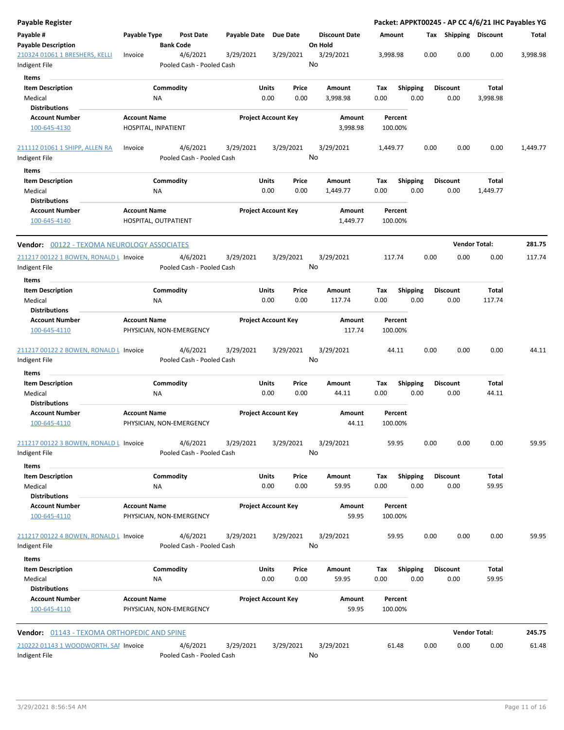**Payable Register** — **Packet: APPKT00245 - AP CC 4/6/21 IHC Payables YG**

| Payable # / Payable Description | Payable Type | Post Date / Bank Code | Payable Date | Due Date | Discount Date / On Hold | Amount | Tax | Shipping | Discount | Total |
|---|---|---|---|---|---|---|---|---|---|---|
| 210324 01061 1 BRESHERS, KELLI | Invoice | 4/6/2021 | 3/29/2021 | 3/29/2021 | 3/29/2021 | 3,998.98 | 0.00 | 0.00 | 0.00 | 3,998.98 |
| Indigent File | | Pooled Cash - Pooled Cash | | | No | | | | | |

**Items**

| Item Description | Commodity | Units | Price | Amount | Tax | Shipping | Discount | Total |
|---|---|---|---|---|---|---|---|---|
| Medical | NA | 0.00 | 0.00 | 3,998.98 | 0.00 | 0.00 | 0.00 | 3,998.98 |

**Distributions**

| Account Number | Account Name | Project Account Key | Amount | Percent |
|---|---|---|---|---|
| 100-645-4130 | HOSPITAL, INPATIENT | | 3,998.98 | 100.00% |

| Payable # / Payable Description | Payable Type | Post Date / Bank Code | Payable Date | Due Date | Discount Date / On Hold | Amount | Tax | Shipping | Discount | Total |
|---|---|---|---|---|---|---|---|---|---|---|
| 211112 01061 1 SHIPP, ALLEN RA | Invoice | 4/6/2021 | 3/29/2021 | 3/29/2021 | 3/29/2021 | 1,449.77 | 0.00 | 0.00 | 0.00 | 1,449.77 |
| Indigent File | | Pooled Cash - Pooled Cash | | | No | | | | | |

**Items**

| Item Description | Commodity | Units | Price | Amount | Tax | Shipping | Discount | Total |
|---|---|---|---|---|---|---|---|---|
| Medical | NA | 0.00 | 0.00 | 1,449.77 | 0.00 | 0.00 | 0.00 | 1,449.77 |

**Distributions**

| Account Number | Account Name | Project Account Key | Amount | Percent |
|---|---|---|---|---|
| 100-645-4140 | HOSPITAL, OUTPATIENT | | 1,449.77 | 100.00% |

**Vendor: 00122 - TEXOMA NEUROLOGY ASSOCIATES** — **Vendor Total: 281.75**

| Payable # / Payable Description | Payable Type | Post Date / Bank Code | Payable Date | Due Date | Discount Date / On Hold | Amount | Tax | Shipping | Discount | Total |
|---|---|---|---|---|---|---|---|---|---|---|
| 211217 00122 1 BOWEN, RONALD L | Invoice | 4/6/2021 | 3/29/2021 | 3/29/2021 | 3/29/2021 | 117.74 | 0.00 | 0.00 | 0.00 | 117.74 |
| Indigent File | | Pooled Cash - Pooled Cash | | | No | | | | | |

**Items**

| Item Description | Commodity | Units | Price | Amount | Tax | Shipping | Discount | Total |
|---|---|---|---|---|---|---|---|---|
| Medical | NA | 0.00 | 0.00 | 117.74 | 0.00 | 0.00 | 0.00 | 117.74 |

**Distributions**

| Account Number | Account Name | Project Account Key | Amount | Percent |
|---|---|---|---|---|
| 100-645-4110 | PHYSICIAN, NON-EMERGENCY | | 117.74 | 100.00% |

| Payable # / Payable Description | Payable Type | Post Date / Bank Code | Payable Date | Due Date | Discount Date / On Hold | Amount | Tax | Shipping | Discount | Total |
|---|---|---|---|---|---|---|---|---|---|---|
| 211217 00122 2 BOWEN, RONALD L | Invoice | 4/6/2021 | 3/29/2021 | 3/29/2021 | 3/29/2021 | 44.11 | 0.00 | 0.00 | 0.00 | 44.11 |
| Indigent File | | Pooled Cash - Pooled Cash | | | No | | | | | |

**Items**

| Item Description | Commodity | Units | Price | Amount | Tax | Shipping | Discount | Total |
|---|---|---|---|---|---|---|---|---|
| Medical | NA | 0.00 | 0.00 | 44.11 | 0.00 | 0.00 | 0.00 | 44.11 |

**Distributions**

| Account Number | Account Name | Project Account Key | Amount | Percent |
|---|---|---|---|---|
| 100-645-4110 | PHYSICIAN, NON-EMERGENCY | | 44.11 | 100.00% |

| Payable # / Payable Description | Payable Type | Post Date / Bank Code | Payable Date | Due Date | Discount Date / On Hold | Amount | Tax | Shipping | Discount | Total |
|---|---|---|---|---|---|---|---|---|---|---|
| 211217 00122 3 BOWEN, RONALD L | Invoice | 4/6/2021 | 3/29/2021 | 3/29/2021 | 3/29/2021 | 59.95 | 0.00 | 0.00 | 0.00 | 59.95 |
| Indigent File | | Pooled Cash - Pooled Cash | | | No | | | | | |

**Items**

| Item Description | Commodity | Units | Price | Amount | Tax | Shipping | Discount | Total |
|---|---|---|---|---|---|---|---|---|
| Medical | NA | 0.00 | 0.00 | 59.95 | 0.00 | 0.00 | 0.00 | 59.95 |

**Distributions**

| Account Number | Account Name | Project Account Key | Amount | Percent |
|---|---|---|---|---|
| 100-645-4110 | PHYSICIAN, NON-EMERGENCY | | 59.95 | 100.00% |

| Payable # / Payable Description | Payable Type | Post Date / Bank Code | Payable Date | Due Date | Discount Date / On Hold | Amount | Tax | Shipping | Discount | Total |
|---|---|---|---|---|---|---|---|---|---|---|
| 211217 00122 4 BOWEN, RONALD L | Invoice | 4/6/2021 | 3/29/2021 | 3/29/2021 | 3/29/2021 | 59.95 | 0.00 | 0.00 | 0.00 | 59.95 |
| Indigent File | | Pooled Cash - Pooled Cash | | | No | | | | | |

**Items**

| Item Description | Commodity | Units | Price | Amount | Tax | Shipping | Discount | Total |
|---|---|---|---|---|---|---|---|---|
| Medical | NA | 0.00 | 0.00 | 59.95 | 0.00 | 0.00 | 0.00 | 59.95 |

**Distributions**

| Account Number | Account Name | Project Account Key | Amount | Percent |
|---|---|---|---|---|
| 100-645-4110 | PHYSICIAN, NON-EMERGENCY | | 59.95 | 100.00% |

**Vendor: 01143 - TEXOMA ORTHOPEDIC AND SPINE** — **Vendor Total: 245.75**

| Payable # / Payable Description | Payable Type | Post Date / Bank Code | Payable Date | Due Date | Discount Date / On Hold | Amount | Tax | Shipping | Discount | Total |
|---|---|---|---|---|---|---|---|---|---|---|
| 210222 01143 1 WOODWORTH, SAI | Invoice | 4/6/2021 | 3/29/2021 | 3/29/2021 | 3/29/2021 | 61.48 | 0.00 | 0.00 | 0.00 | 61.48 |
| Indigent File | | Pooled Cash - Pooled Cash | | | No | | | | | |

3/29/2021 8:56:54 AM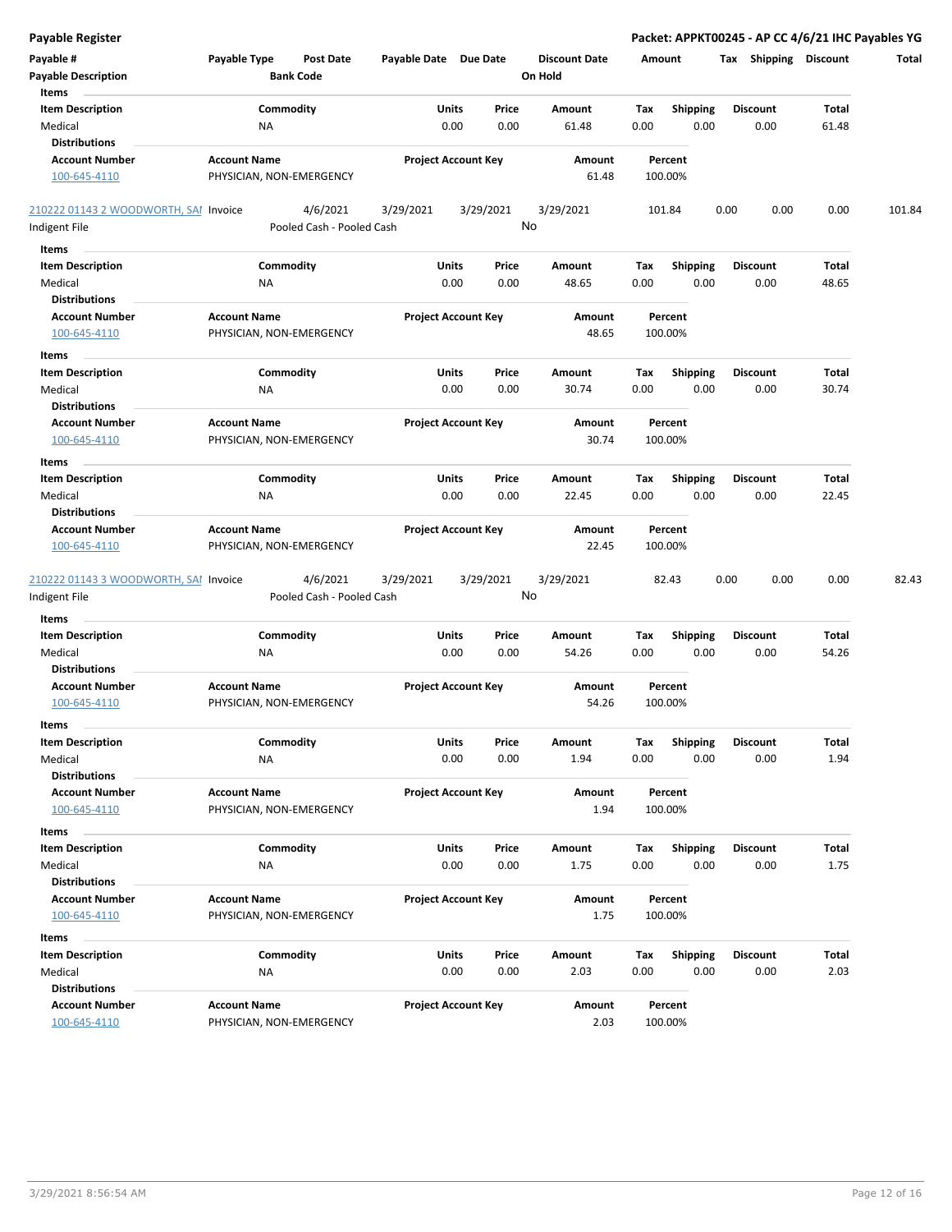| Payable # | Payable Type | Post Date | Payable Date | Due Date | Discount Date | Amount | Tax | Shipping | Discount | Total |
|---|---|---|---|---|---|---|---|---|---|---|
| Payable Description | | Bank Code | | | On Hold | | | | | |

**Items**

| Item Description | Commodity | Units | Price | Amount | Tax | Shipping | Discount | Total |
|---|---|---|---|---|---|---|---|---|
| Medical | NA | 0.00 | 0.00 | 61.48 | 0.00 | 0.00 | 0.00 | 61.48 |

**Distributions**

| Account Number | Account Name | Project Account Key | Amount | Percent |
|---|---|---|---|---|
| 100-645-4110 | PHYSICIAN, NON-EMERGENCY | | 61.48 | 100.00% |

| Payable # | Payable Type | Post Date | Payable Date | Due Date | Discount Date | Amount | Tax | Shipping | Discount | Total |
|---|---|---|---|---|---|---|---|---|---|---|
| 210222 01143 2 WOODWORTH, SAI | Invoice | 4/6/2021 | 3/29/2021 | 3/29/2021 | 3/29/2021 | 101.84 | 0.00 | 0.00 | 0.00 | 101.84 |
| Indigent File | | Pooled Cash - Pooled Cash | | | No | | | | | |

**Items**

| Item Description | Commodity | Units | Price | Amount | Tax | Shipping | Discount | Total |
|---|---|---|---|---|---|---|---|---|
| Medical | NA | 0.00 | 0.00 | 48.65 | 0.00 | 0.00 | 0.00 | 48.65 |

**Distributions**

| Account Number | Account Name | Project Account Key | Amount | Percent |
|---|---|---|---|---|
| 100-645-4110 | PHYSICIAN, NON-EMERGENCY | | 48.65 | 100.00% |

**Items**

| Item Description | Commodity | Units | Price | Amount | Tax | Shipping | Discount | Total |
|---|---|---|---|---|---|---|---|---|
| Medical | NA | 0.00 | 0.00 | 30.74 | 0.00 | 0.00 | 0.00 | 30.74 |

**Distributions**

| Account Number | Account Name | Project Account Key | Amount | Percent |
|---|---|---|---|---|
| 100-645-4110 | PHYSICIAN, NON-EMERGENCY | | 30.74 | 100.00% |

**Items**

| Item Description | Commodity | Units | Price | Amount | Tax | Shipping | Discount | Total |
|---|---|---|---|---|---|---|---|---|
| Medical | NA | 0.00 | 0.00 | 22.45 | 0.00 | 0.00 | 0.00 | 22.45 |

**Distributions**

| Account Number | Account Name | Project Account Key | Amount | Percent |
|---|---|---|---|---|
| 100-645-4110 | PHYSICIAN, NON-EMERGENCY | | 22.45 | 100.00% |

| Payable # | Payable Type | Post Date | Payable Date | Due Date | Discount Date | Amount | Tax | Shipping | Discount | Total |
|---|---|---|---|---|---|---|---|---|---|---|
| 210222 01143 3 WOODWORTH, SAI | Invoice | 4/6/2021 | 3/29/2021 | 3/29/2021 | 3/29/2021 | 82.43 | 0.00 | 0.00 | 0.00 | 82.43 |
| Indigent File | | Pooled Cash - Pooled Cash | | | No | | | | | |

**Items**

| Item Description | Commodity | Units | Price | Amount | Tax | Shipping | Discount | Total |
|---|---|---|---|---|---|---|---|---|
| Medical | NA | 0.00 | 0.00 | 54.26 | 0.00 | 0.00 | 0.00 | 54.26 |

**Distributions**

| Account Number | Account Name | Project Account Key | Amount | Percent |
|---|---|---|---|---|
| 100-645-4110 | PHYSICIAN, NON-EMERGENCY | | 54.26 | 100.00% |

**Items**

| Item Description | Commodity | Units | Price | Amount | Tax | Shipping | Discount | Total |
|---|---|---|---|---|---|---|---|---|
| Medical | NA | 0.00 | 0.00 | 1.94 | 0.00 | 0.00 | 0.00 | 1.94 |

**Distributions**

| Account Number | Account Name | Project Account Key | Amount | Percent |
|---|---|---|---|---|
| 100-645-4110 | PHYSICIAN, NON-EMERGENCY | | 1.94 | 100.00% |

**Items**

| Item Description | Commodity | Units | Price | Amount | Tax | Shipping | Discount | Total |
|---|---|---|---|---|---|---|---|---|
| Medical | NA | 0.00 | 0.00 | 1.75 | 0.00 | 0.00 | 0.00 | 1.75 |

**Distributions**

| Account Number | Account Name | Project Account Key | Amount | Percent |
|---|---|---|---|---|
| 100-645-4110 | PHYSICIAN, NON-EMERGENCY | | 1.75 | 100.00% |

**Items**

| Item Description | Commodity | Units | Price | Amount | Tax | Shipping | Discount | Total |
|---|---|---|---|---|---|---|---|---|
| Medical | NA | 0.00 | 0.00 | 2.03 | 0.00 | 0.00 | 0.00 | 2.03 |

**Distributions**

| Account Number | Account Name | Project Account Key | Amount | Percent |
|---|---|---|---|---|
| 100-645-4110 | PHYSICIAN, NON-EMERGENCY | | 2.03 | 100.00% |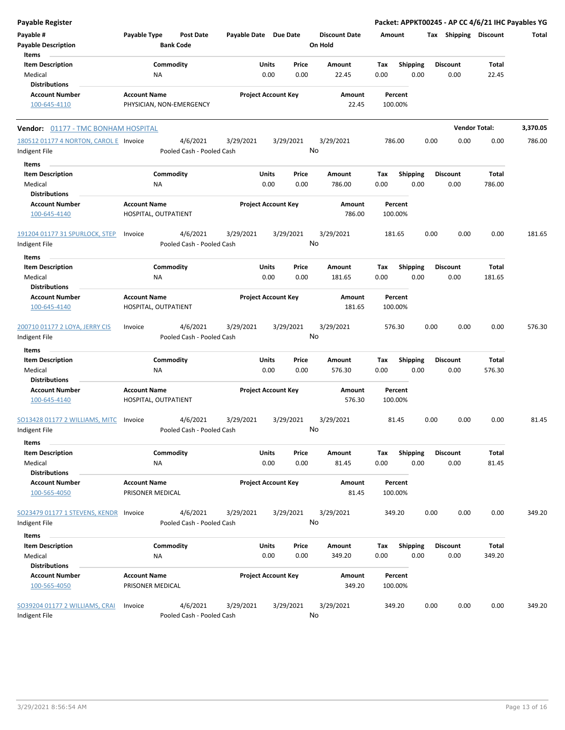**Payable Register** — **Packet: APPKT00245 - AP CC 4/6/21 IHC Payables YG**

| Payable # | Payable Type | Post Date | Payable Date | Due Date | Discount Date | Amount | Tax | Shipping | Discount | Total |
|---|---|---|---|---|---|---|---|---|---|---|
| Payable Description | | Bank Code | | | On Hold | | | | | |

**Items**

| Item Description | Commodity | Units | Price | Amount | Tax | Shipping | Discount | Total |
|---|---|---|---|---|---|---|---|---|
| Medical | NA | 0.00 | 0.00 | 22.45 | 0.00 | 0.00 | 0.00 | 22.45 |

**Distributions**

| Account Number | Account Name | Project Account Key | Amount | Percent |
|---|---|---|---|---|
| 100-645-4110 | PHYSICIAN, NON-EMERGENCY | | 22.45 | 100.00% |

**Vendor:** 01177 - TMC BONHAM HOSPITAL — **Vendor Total:** 3,370.05

| Payable # | Payable Type | Post Date | Payable Date | Due Date | Discount Date | Amount | Tax | Shipping | Discount | Total |
|---|---|---|---|---|---|---|---|---|---|---|
| 180512 01177 4 NORTON, CAROL E | Invoice | 4/6/2021 | 3/29/2021 | 3/29/2021 | 3/29/2021 | 786.00 | 0.00 | 0.00 | 0.00 | 786.00 |
| Indigent File | | Pooled Cash - Pooled Cash | | | No | | | | | |

**Items**

| Item Description | Commodity | Units | Price | Amount | Tax | Shipping | Discount | Total |
|---|---|---|---|---|---|---|---|---|
| Medical | NA | 0.00 | 0.00 | 786.00 | 0.00 | 0.00 | 0.00 | 786.00 |

**Distributions**

| Account Number | Account Name | Project Account Key | Amount | Percent |
|---|---|---|---|---|
| 100-645-4140 | HOSPITAL, OUTPATIENT | | 786.00 | 100.00% |

| Payable # | Payable Type | Post Date | Payable Date | Due Date | Discount Date | Amount | Tax | Shipping | Discount | Total |
|---|---|---|---|---|---|---|---|---|---|---|
| 191204 01177 31 SPURLOCK, STEP | Invoice | 4/6/2021 | 3/29/2021 | 3/29/2021 | 3/29/2021 | 181.65 | 0.00 | 0.00 | 0.00 | 181.65 |
| Indigent File | | Pooled Cash - Pooled Cash | | | No | | | | | |

**Items**

| Item Description | Commodity | Units | Price | Amount | Tax | Shipping | Discount | Total |
|---|---|---|---|---|---|---|---|---|
| Medical | NA | 0.00 | 0.00 | 181.65 | 0.00 | 0.00 | 0.00 | 181.65 |

**Distributions**

| Account Number | Account Name | Project Account Key | Amount | Percent |
|---|---|---|---|---|
| 100-645-4140 | HOSPITAL, OUTPATIENT | | 181.65 | 100.00% |

| Payable # | Payable Type | Post Date | Payable Date | Due Date | Discount Date | Amount | Tax | Shipping | Discount | Total |
|---|---|---|---|---|---|---|---|---|---|---|
| 200710 01177 2 LOYA, JERRY CIS | Invoice | 4/6/2021 | 3/29/2021 | 3/29/2021 | 3/29/2021 | 576.30 | 0.00 | 0.00 | 0.00 | 576.30 |
| Indigent File | | Pooled Cash - Pooled Cash | | | No | | | | | |

**Items**

| Item Description | Commodity | Units | Price | Amount | Tax | Shipping | Discount | Total |
|---|---|---|---|---|---|---|---|---|
| Medical | NA | 0.00 | 0.00 | 576.30 | 0.00 | 0.00 | 0.00 | 576.30 |

**Distributions**

| Account Number | Account Name | Project Account Key | Amount | Percent |
|---|---|---|---|---|
| 100-645-4140 | HOSPITAL, OUTPATIENT | | 576.30 | 100.00% |

| Payable # | Payable Type | Post Date | Payable Date | Due Date | Discount Date | Amount | Tax | Shipping | Discount | Total |
|---|---|---|---|---|---|---|---|---|---|---|
| SO13428 01177 2 WILLIAMS, MITC | Invoice | 4/6/2021 | 3/29/2021 | 3/29/2021 | 3/29/2021 | 81.45 | 0.00 | 0.00 | 0.00 | 81.45 |
| Indigent File | | Pooled Cash - Pooled Cash | | | No | | | | | |

**Items**

| Item Description | Commodity | Units | Price | Amount | Tax | Shipping | Discount | Total |
|---|---|---|---|---|---|---|---|---|
| Medical | NA | 0.00 | 0.00 | 81.45 | 0.00 | 0.00 | 0.00 | 81.45 |

**Distributions**

| Account Number | Account Name | Project Account Key | Amount | Percent |
|---|---|---|---|---|
| 100-565-4050 | PRISONER MEDICAL | | 81.45 | 100.00% |

| Payable # | Payable Type | Post Date | Payable Date | Due Date | Discount Date | Amount | Tax | Shipping | Discount | Total |
|---|---|---|---|---|---|---|---|---|---|---|
| SO23479 01177 1 STEVENS, KENDR | Invoice | 4/6/2021 | 3/29/2021 | 3/29/2021 | 3/29/2021 | 349.20 | 0.00 | 0.00 | 0.00 | 349.20 |
| Indigent File | | Pooled Cash - Pooled Cash | | | No | | | | | |

**Items**

| Item Description | Commodity | Units | Price | Amount | Tax | Shipping | Discount | Total |
|---|---|---|---|---|---|---|---|---|
| Medical | NA | 0.00 | 0.00 | 349.20 | 0.00 | 0.00 | 0.00 | 349.20 |

**Distributions**

| Account Number | Account Name | Project Account Key | Amount | Percent |
|---|---|---|---|---|
| 100-565-4050 | PRISONER MEDICAL | | 349.20 | 100.00% |

| Payable # | Payable Type | Post Date | Payable Date | Due Date | Discount Date | Amount | Tax | Shipping | Discount | Total |
|---|---|---|---|---|---|---|---|---|---|---|
| SO39204 01177 2 WILLIAMS, CRAI | Invoice | 4/6/2021 | 3/29/2021 | 3/29/2021 | 3/29/2021 | 349.20 | 0.00 | 0.00 | 0.00 | 349.20 |
| Indigent File | | Pooled Cash - Pooled Cash | | | No | | | | | |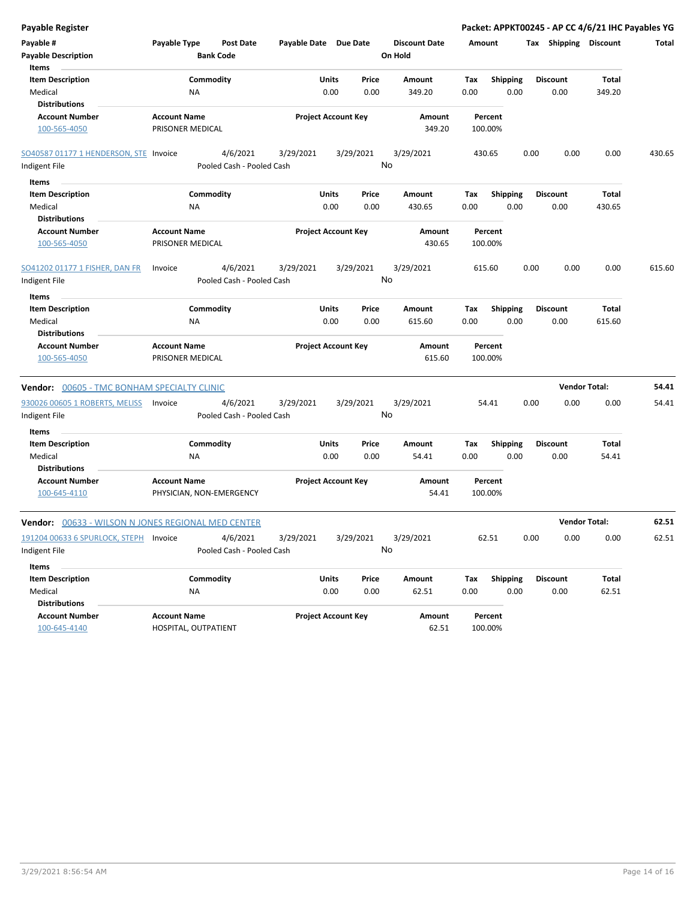**Payable Register** — **Packet: APPKT00245 - AP CC 4/6/21 IHC Payables YG**

| Payable # | Payable Type | Post Date | Payable Date | Due Date | Discount Date | Amount | Tax | Shipping | Discount | Total |
|---|---|---|---|---|---|---|---|---|---|---|
| **Payable Description** | | **Bank Code** | | | **On Hold** | | | | | |

**Items**

| Item Description | Commodity | Units | Price | Amount | Tax | Shipping | Discount | Total |
|---|---|---|---|---|---|---|---|---|
| Medical | NA | 0.00 | 0.00 | 349.20 | 0.00 | 0.00 | 0.00 | 349.20 |

**Distributions**

| Account Number | Account Name | Project Account Key | Amount | Percent |
|---|---|---|---|---|
| 100-565-4050 | PRISONER MEDICAL | | 349.20 | 100.00% |

| Payable # | Payable Type | Post Date | Payable Date | Due Date | Discount Date | Amount | Tax | Shipping | Discount | Total |
|---|---|---|---|---|---|---|---|---|---|---|
| SO40587 01177 1 HENDERSON, STE | Invoice | 4/6/2021 | 3/29/2021 | 3/29/2021 | 3/29/2021 | 430.65 | 0.00 | 0.00 | 0.00 | 430.65 |
| Indigent File | | Pooled Cash - Pooled Cash | | | No | | | | | |

**Items**

| Item Description | Commodity | Units | Price | Amount | Tax | Shipping | Discount | Total |
|---|---|---|---|---|---|---|---|---|
| Medical | NA | 0.00 | 0.00 | 430.65 | 0.00 | 0.00 | 0.00 | 430.65 |

**Distributions**

| Account Number | Account Name | Project Account Key | Amount | Percent |
|---|---|---|---|---|
| 100-565-4050 | PRISONER MEDICAL | | 430.65 | 100.00% |

| Payable # | Payable Type | Post Date | Payable Date | Due Date | Discount Date | Amount | Tax | Shipping | Discount | Total |
|---|---|---|---|---|---|---|---|---|---|---|
| SO41202 01177 1 FISHER, DAN FR | Invoice | 4/6/2021 | 3/29/2021 | 3/29/2021 | 3/29/2021 | 615.60 | 0.00 | 0.00 | 0.00 | 615.60 |
| Indigent File | | Pooled Cash - Pooled Cash | | | No | | | | | |

**Items**

| Item Description | Commodity | Units | Price | Amount | Tax | Shipping | Discount | Total |
|---|---|---|---|---|---|---|---|---|
| Medical | NA | 0.00 | 0.00 | 615.60 | 0.00 | 0.00 | 0.00 | 615.60 |

**Distributions**

| Account Number | Account Name | Project Account Key | Amount | Percent |
|---|---|---|---|---|
| 100-565-4050 | PRISONER MEDICAL | | 615.60 | 100.00% |

**Vendor: 00605 - TMC BONHAM SPECIALTY CLINIC** — **Vendor Total: 54.41**

| Payable # | Payable Type | Post Date | Payable Date | Due Date | Discount Date | Amount | Tax | Shipping | Discount | Total |
|---|---|---|---|---|---|---|---|---|---|---|
| 930026 00605 1 ROBERTS, MELISS | Invoice | 4/6/2021 | 3/29/2021 | 3/29/2021 | 3/29/2021 | 54.41 | 0.00 | 0.00 | 0.00 | 54.41 |
| Indigent File | | Pooled Cash - Pooled Cash | | | No | | | | | |

**Items**

| Item Description | Commodity | Units | Price | Amount | Tax | Shipping | Discount | Total |
|---|---|---|---|---|---|---|---|---|
| Medical | NA | 0.00 | 0.00 | 54.41 | 0.00 | 0.00 | 0.00 | 54.41 |

**Distributions**

| Account Number | Account Name | Project Account Key | Amount | Percent |
|---|---|---|---|---|
| 100-645-4110 | PHYSICIAN, NON-EMERGENCY | | 54.41 | 100.00% |

**Vendor: 00633 - WILSON N JONES REGIONAL MED CENTER** — **Vendor Total: 62.51**

| Payable # | Payable Type | Post Date | Payable Date | Due Date | Discount Date | Amount | Tax | Shipping | Discount | Total |
|---|---|---|---|---|---|---|---|---|---|---|
| 191204 00633 6 SPURLOCK, STEPH | Invoice | 4/6/2021 | 3/29/2021 | 3/29/2021 | 3/29/2021 | 62.51 | 0.00 | 0.00 | 0.00 | 62.51 |
| Indigent File | | Pooled Cash - Pooled Cash | | | No | | | | | |

**Items**

| Item Description | Commodity | Units | Price | Amount | Tax | Shipping | Discount | Total |
|---|---|---|---|---|---|---|---|---|
| Medical | NA | 0.00 | 0.00 | 62.51 | 0.00 | 0.00 | 0.00 | 62.51 |

**Distributions**

| Account Number | Account Name | Project Account Key | Amount | Percent |
|---|---|---|---|---|
| 100-645-4140 | HOSPITAL, OUTPATIENT | | 62.51 | 100.00% |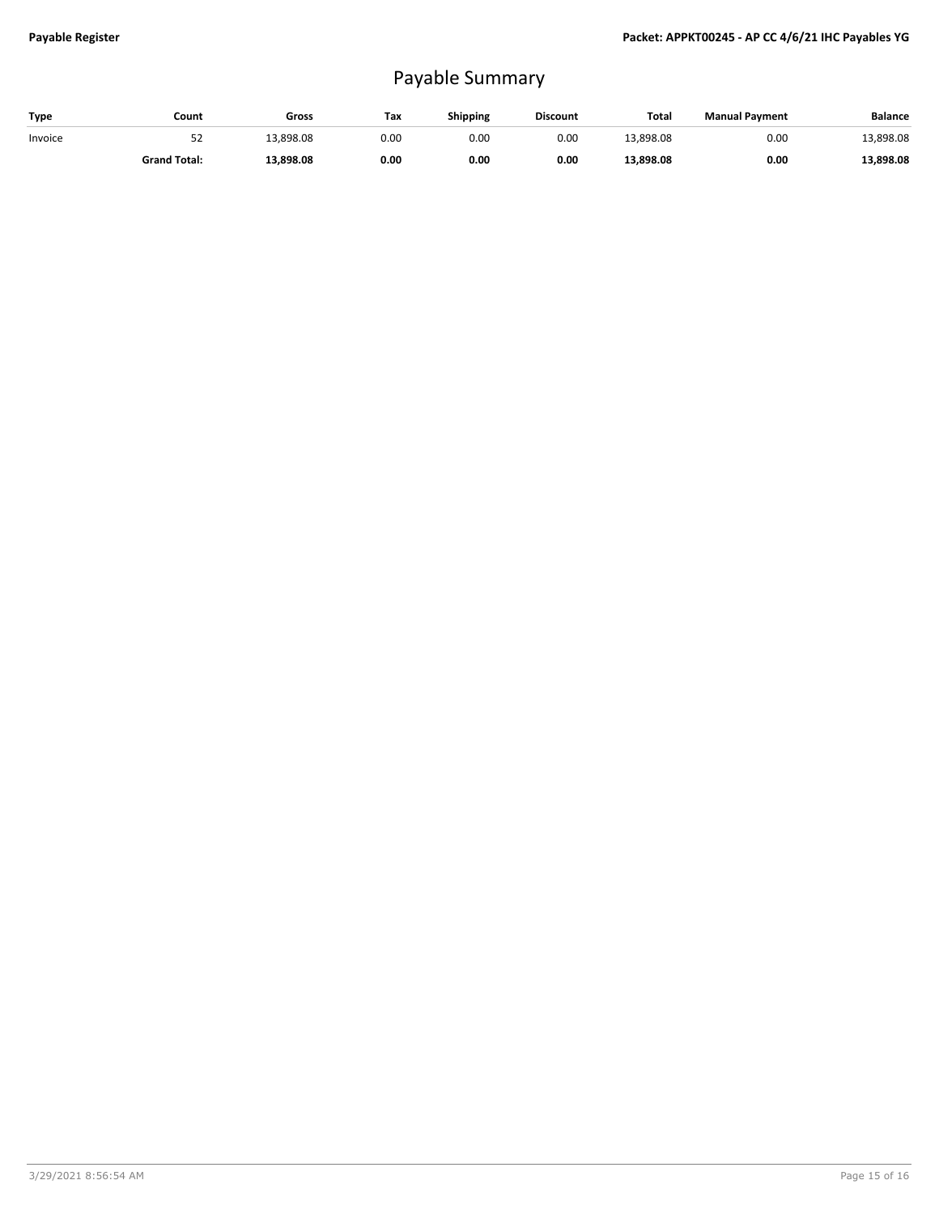# Payable Summary

| Type | Count | Gross | Tax | Shipping | Discount | Total | Manual Payment | Balance |
|---|---|---|---|---|---|---|---|---|
| Invoice | 52 | 13,898.08 | 0.00 | 0.00 | 0.00 | 13,898.08 | 0.00 | 13,898.08 |
| | **Grand Total:** | **13,898.08** | **0.00** | **0.00** | **0.00** | **13,898.08** | **0.00** | **13,898.08** |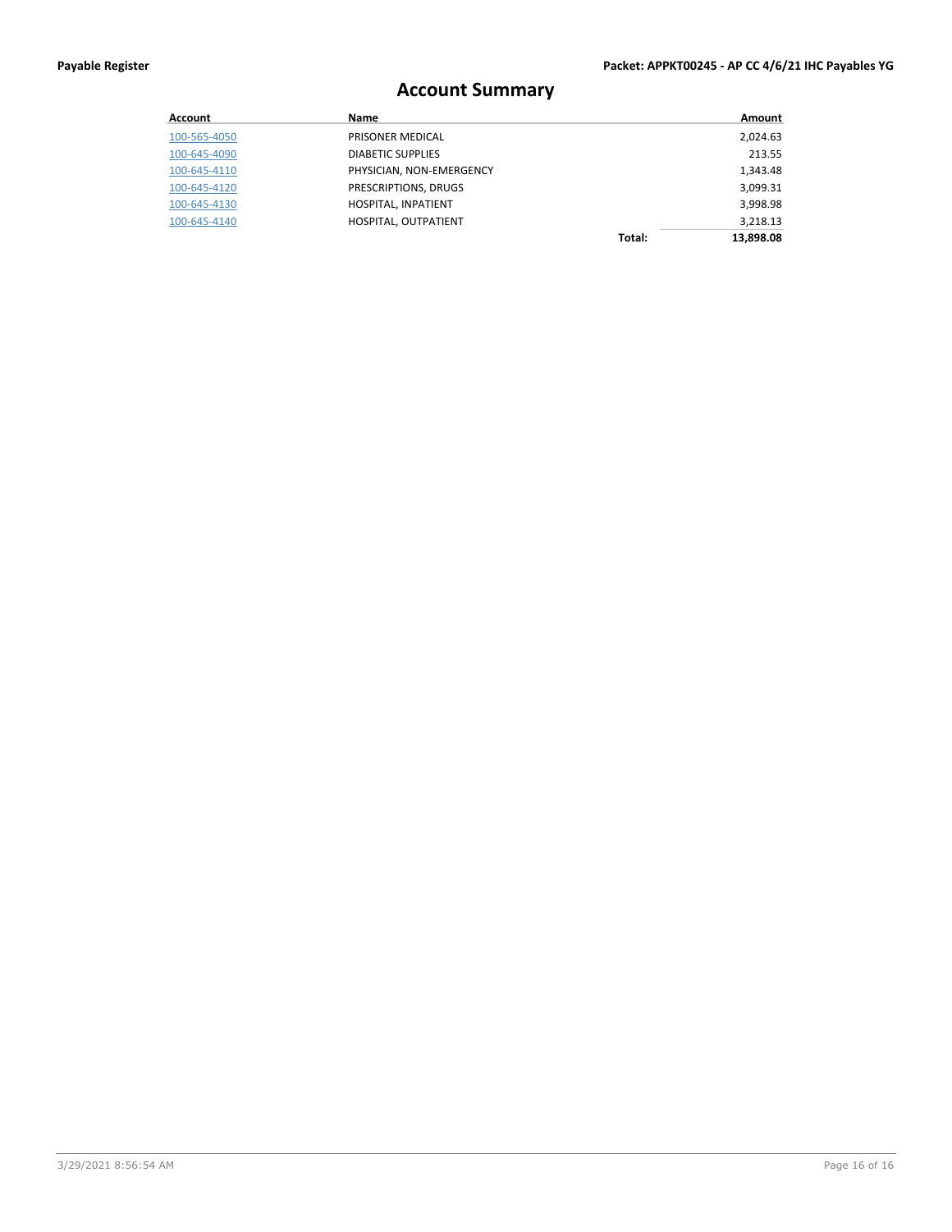# Account Summary

| Account | Name | | Amount |
|---|---|---|---|
| 100-565-4050 | PRISONER MEDICAL | | 2,024.63 |
| 100-645-4090 | DIABETIC SUPPLIES | | 213.55 |
| 100-645-4110 | PHYSICIAN, NON-EMERGENCY | | 1,343.48 |
| 100-645-4120 | PRESCRIPTIONS, DRUGS | | 3,099.31 |
| 100-645-4130 | HOSPITAL, INPATIENT | | 3,998.98 |
| 100-645-4140 | HOSPITAL, OUTPATIENT | | 3,218.13 |
| | | **Total:** | **13,898.08** |